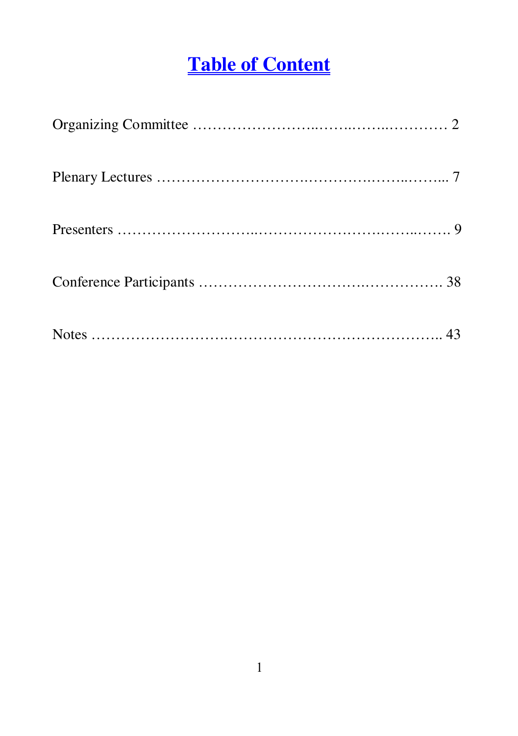# Table of Content

Organizing Committee …………………..……..……..………… 2

Plenary Lectures ………………………..……….……..……... 7

Presenters ……………………..…………………….……..……. 9

Conference Participants ……………………………..……………. 38

Notes ……………………..……………………………………….. 43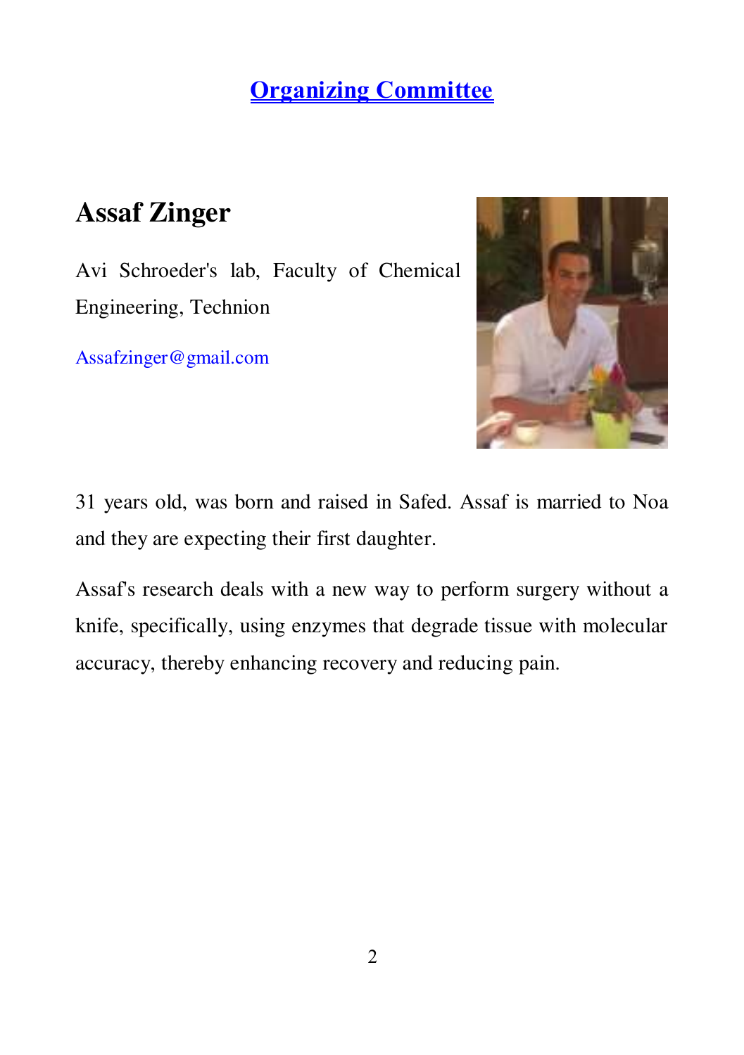# Organizing Committee

## Assaf Zinger

Avi Schroeder's lab, Faculty of Chemical Engineering, Technion

Assafzinger@gmail.com

31 years old, was born and raised in Safed. Assaf is married to Noa and they are expecting their first daughter.

Assaf's research deals with a new way to perform surgery without a knife, specifically, using enzymes that degrade tissue with molecular accuracy, thereby enhancing recovery and reducing pain.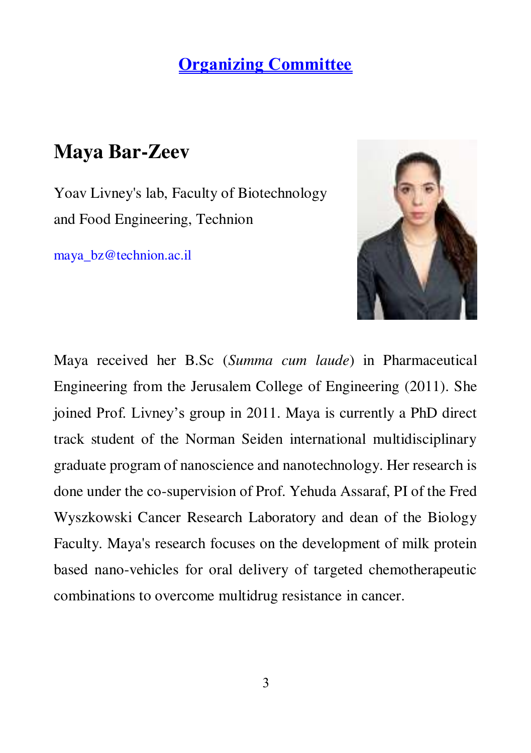## Organizing Committee

### Maya Bar-Zeev

Yoav Livney's lab, Faculty of Biotechnology and Food Engineering, Technion

maya_bz@technion.ac.il

Maya received her B.Sc (*Summa cum laude*) in Pharmaceutical Engineering from the Jerusalem College of Engineering (2011). She joined Prof. Livney's group in 2011. Maya is currently a PhD direct track student of the Norman Seiden international multidisciplinary graduate program of nanoscience and nanotechnology. Her research is done under the co-supervision of Prof. Yehuda Assaraf, PI of the Fred Wyszkowski Cancer Research Laboratory and dean of the Biology Faculty. Maya's research focuses on the development of milk protein based nano-vehicles for oral delivery of targeted chemotherapeutic combinations to overcome multidrug resistance in cancer.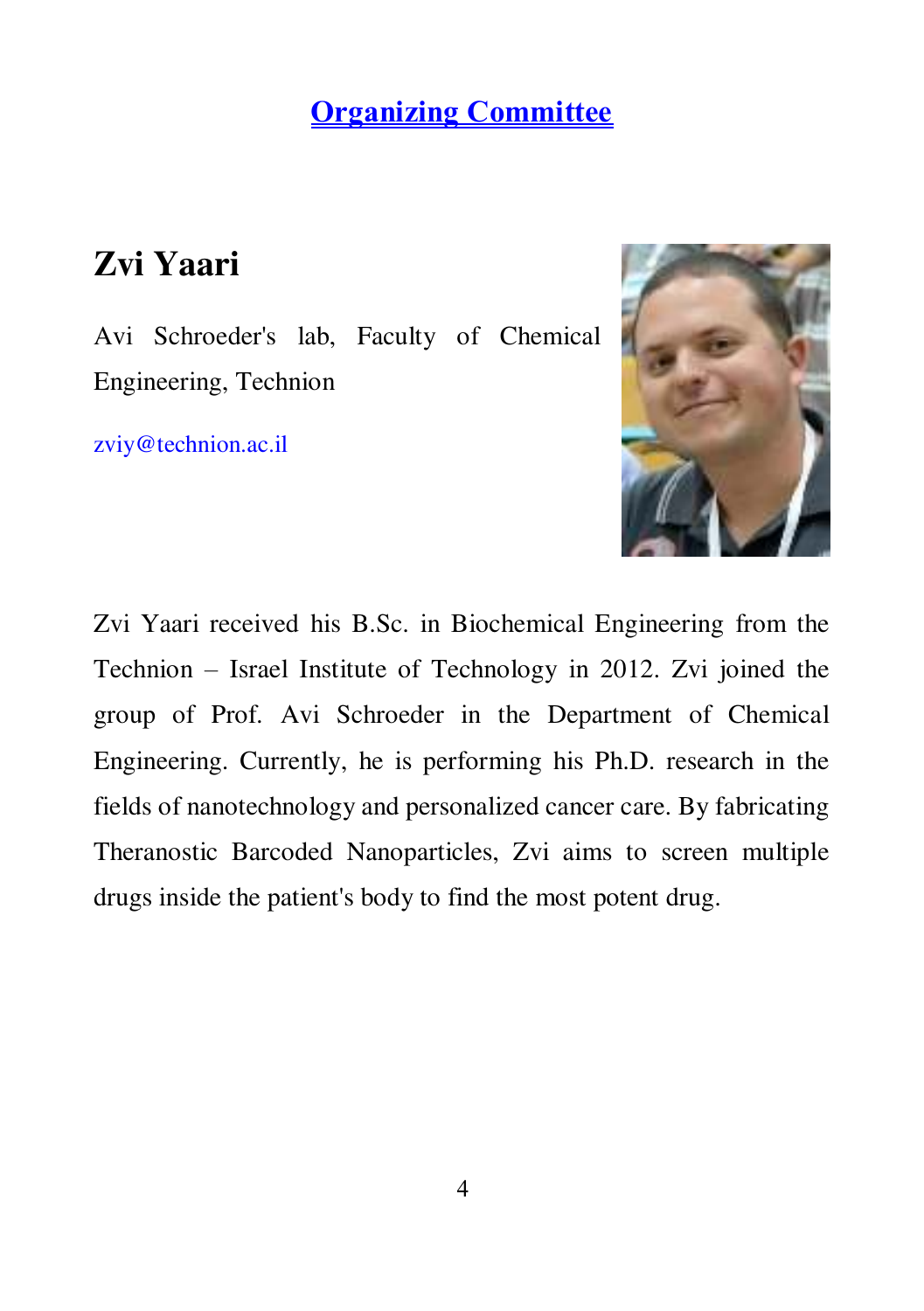# Organizing Committee

## Zvi Yaari

Avi Schroeder's lab, Faculty of Chemical Engineering, Technion

zviy@technion.ac.il

Zvi Yaari received his B.Sc. in Biochemical Engineering from the Technion – Israel Institute of Technology in 2012. Zvi joined the group of Prof. Avi Schroeder in the Department of Chemical Engineering. Currently, he is performing his Ph.D. research in the fields of nanotechnology and personalized cancer care. By fabricating Theranostic Barcoded Nanoparticles, Zvi aims to screen multiple drugs inside the patient's body to find the most potent drug.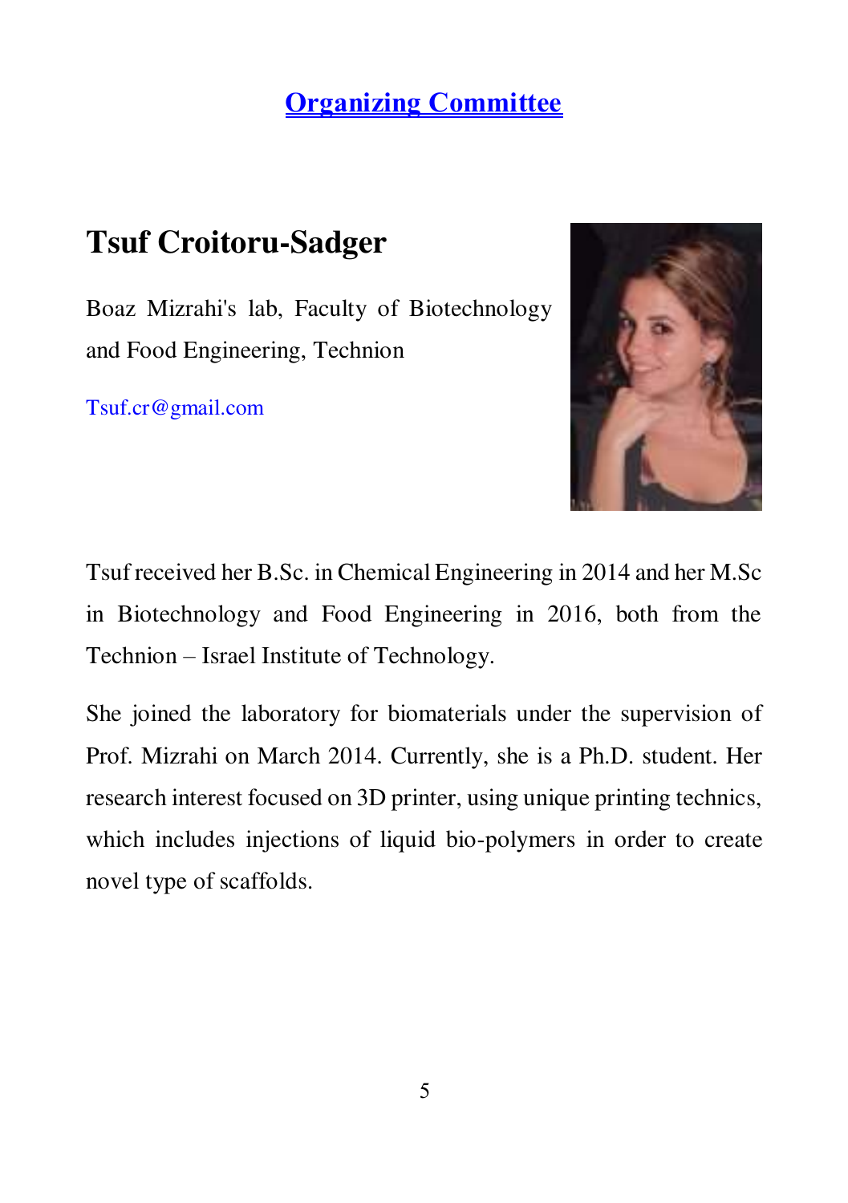## Organizing Committee

### Tsuf Croitoru-Sadger

Boaz Mizrahi's lab, Faculty of Biotechnology and Food Engineering, Technion

Tsuf.cr@gmail.com

Tsuf received her B.Sc. in Chemical Engineering in 2014 and her M.Sc in Biotechnology and Food Engineering in 2016, both from the Technion – Israel Institute of Technology.

She joined the laboratory for biomaterials under the supervision of Prof. Mizrahi on March 2014. Currently, she is a Ph.D. student. Her research interest focused on 3D printer, using unique printing technics, which includes injections of liquid bio-polymers in order to create novel type of scaffolds.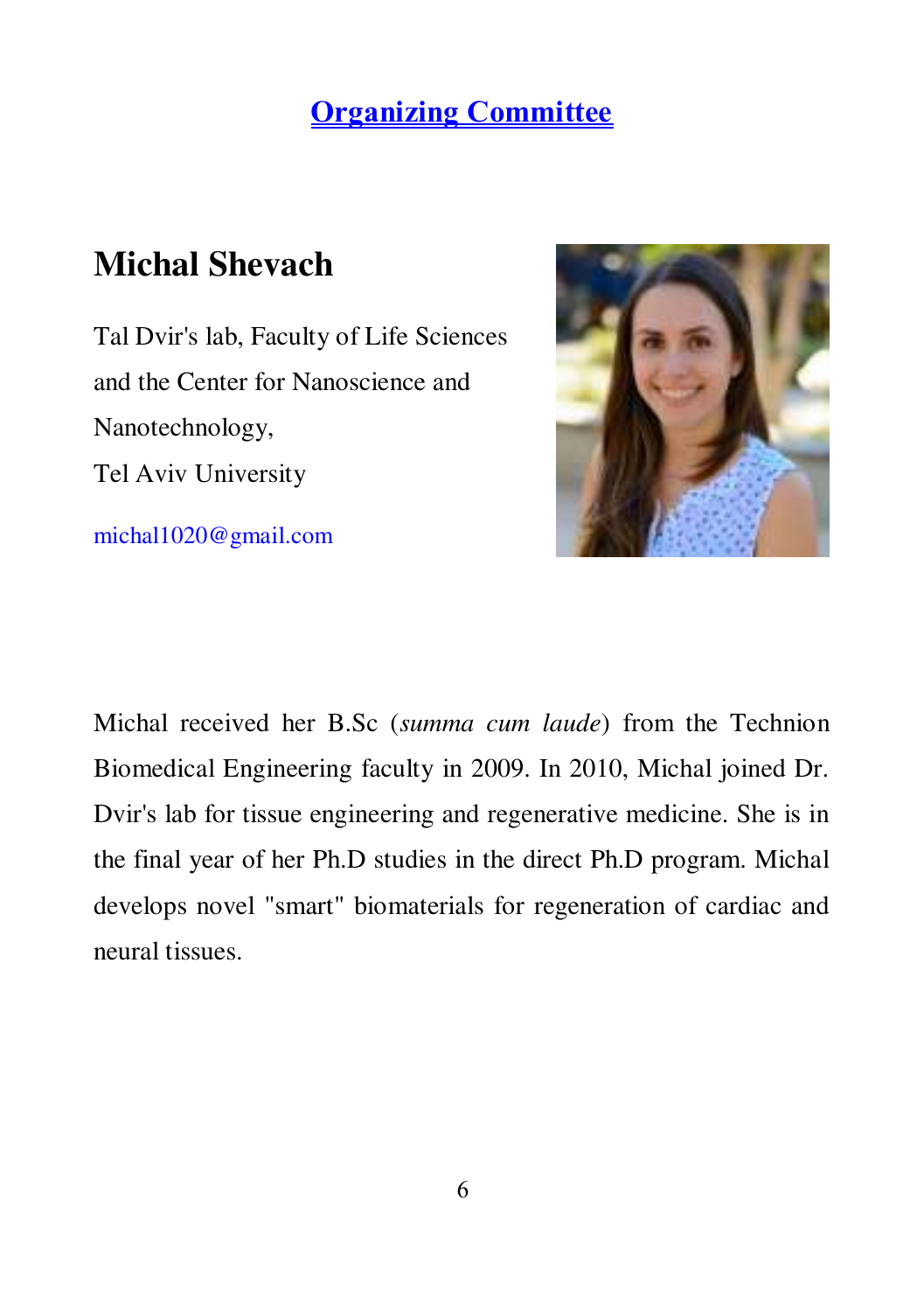## Organizing Committee

### Michal Shevach

Tal Dvir's lab, Faculty of Life Sciences and the Center for Nanoscience and Nanotechnology,
Tel Aviv University

michal1020@gmail.com

Michal received her B.Sc (*summa cum laude*) from the Technion Biomedical Engineering faculty in 2009. In 2010, Michal joined Dr. Dvir's lab for tissue engineering and regenerative medicine. She is in the final year of her Ph.D studies in the direct Ph.D program. Michal develops novel "smart" biomaterials for regeneration of cardiac and neural tissues.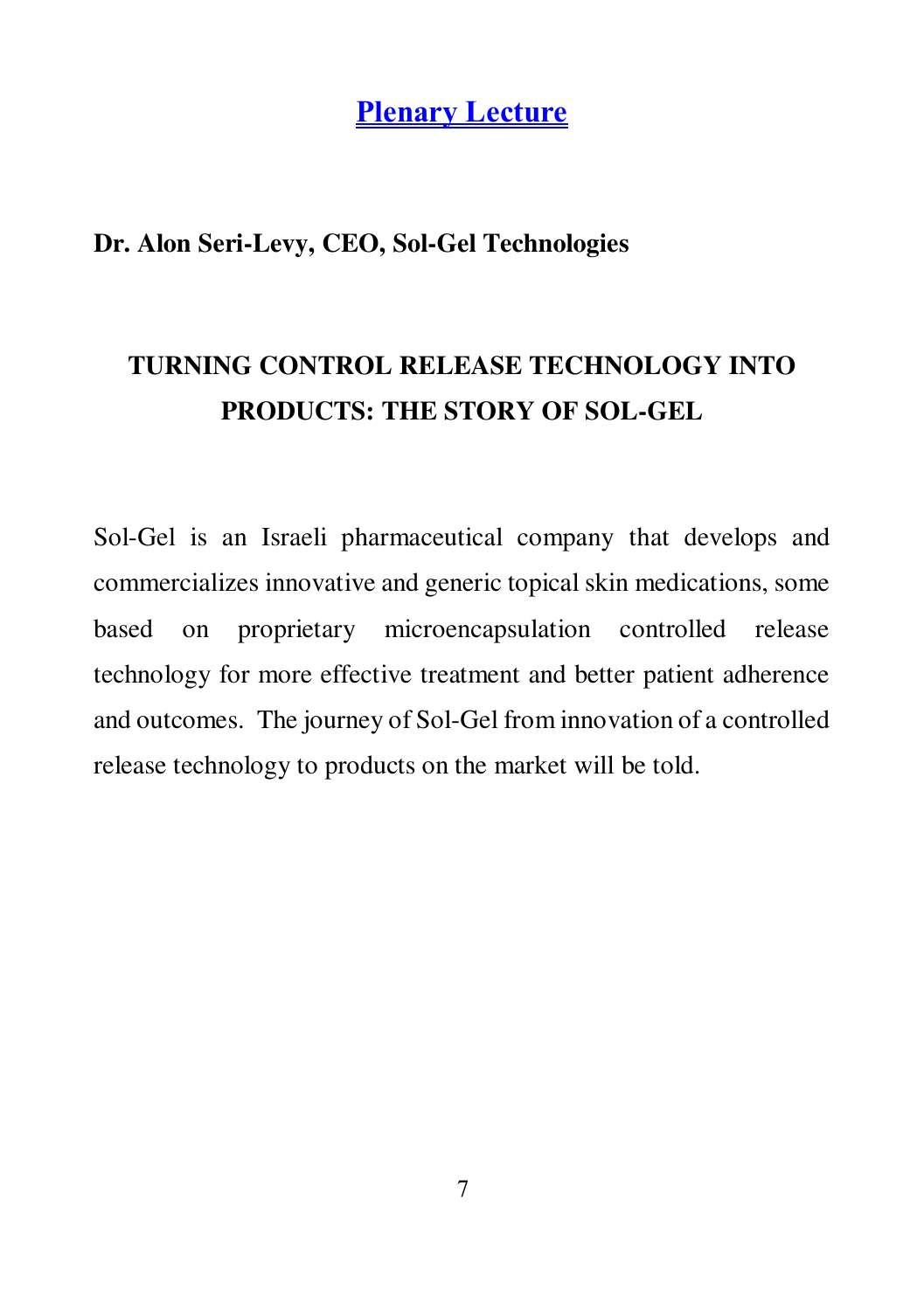## Plenary Lecture

**Dr. Alon Seri-Levy, CEO, Sol-Gel Technologies**

### TURNING CONTROL RELEASE TECHNOLOGY INTO PRODUCTS: THE STORY OF SOL-GEL

Sol-Gel is an Israeli pharmaceutical company that develops and commercializes innovative and generic topical skin medications, some based on proprietary microencapsulation controlled release technology for more effective treatment and better patient adherence and outcomes. The journey of Sol-Gel from innovation of a controlled release technology to products on the market will be told.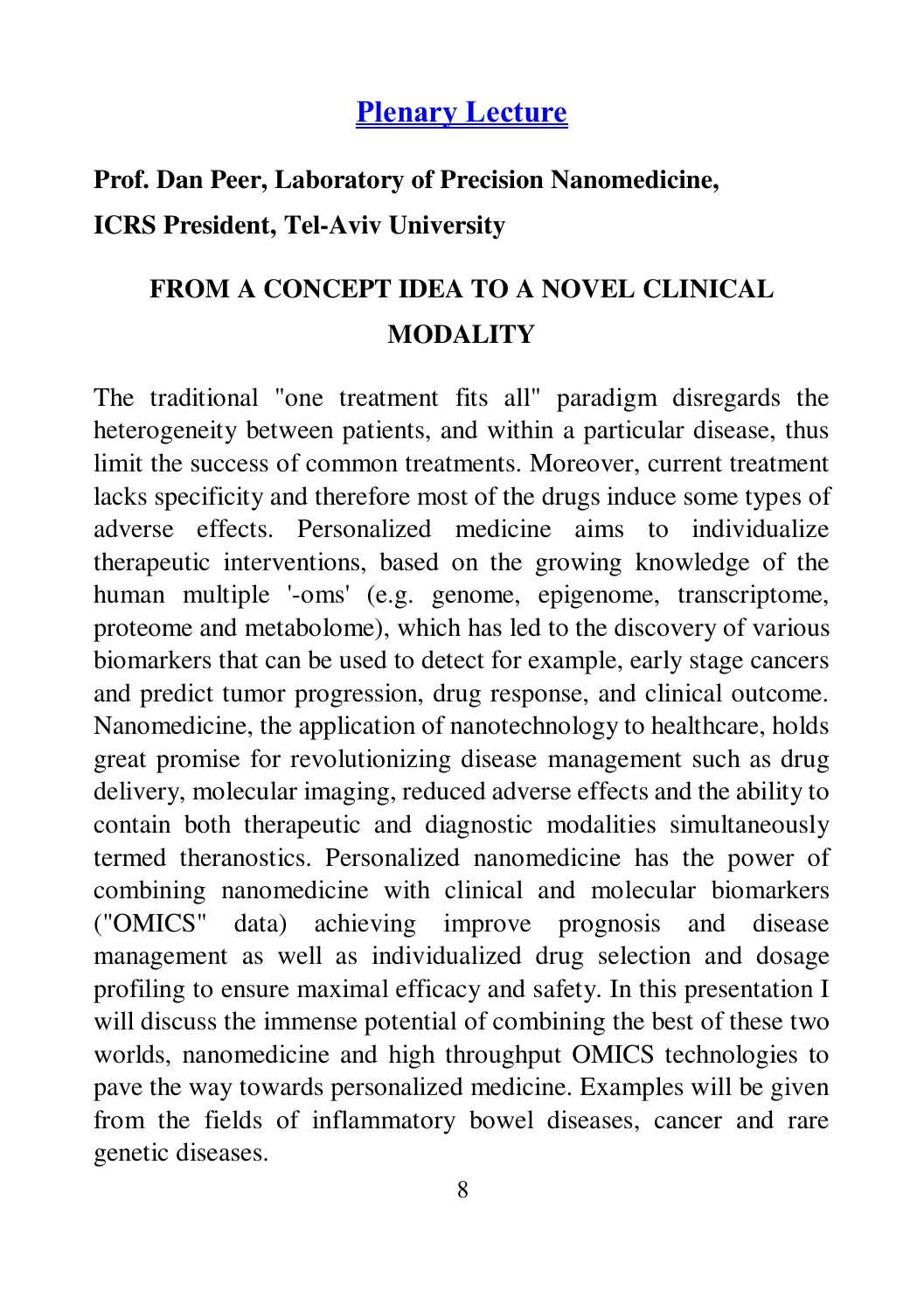## [Plenary Lecture]

**Prof. Dan Peer, Laboratory of Precision Nanomedicine,**

**ICRS President, Tel-Aviv University**

### FROM A CONCEPT IDEA TO A NOVEL CLINICAL MODALITY

The traditional "one treatment fits all" paradigm disregards the heterogeneity between patients, and within a particular disease, thus limit the success of common treatments. Moreover, current treatment lacks specificity and therefore most of the drugs induce some types of adverse effects. Personalized medicine aims to individualize therapeutic interventions, based on the growing knowledge of the human multiple '-oms' (e.g. genome, epigenome, transcriptome, proteome and metabolome), which has led to the discovery of various biomarkers that can be used to detect for example, early stage cancers and predict tumor progression, drug response, and clinical outcome. Nanomedicine, the application of nanotechnology to healthcare, holds great promise for revolutionizing disease management such as drug delivery, molecular imaging, reduced adverse effects and the ability to contain both therapeutic and diagnostic modalities simultaneously termed theranostics. Personalized nanomedicine has the power of combining nanomedicine with clinical and molecular biomarkers ("OMICS" data) achieving improve prognosis and disease management as well as individualized drug selection and dosage profiling to ensure maximal efficacy and safety. In this presentation I will discuss the immense potential of combining the best of these two worlds, nanomedicine and high throughput OMICS technologies to pave the way towards personalized medicine. Examples will be given from the fields of inflammatory bowel diseases, cancer and rare genetic diseases.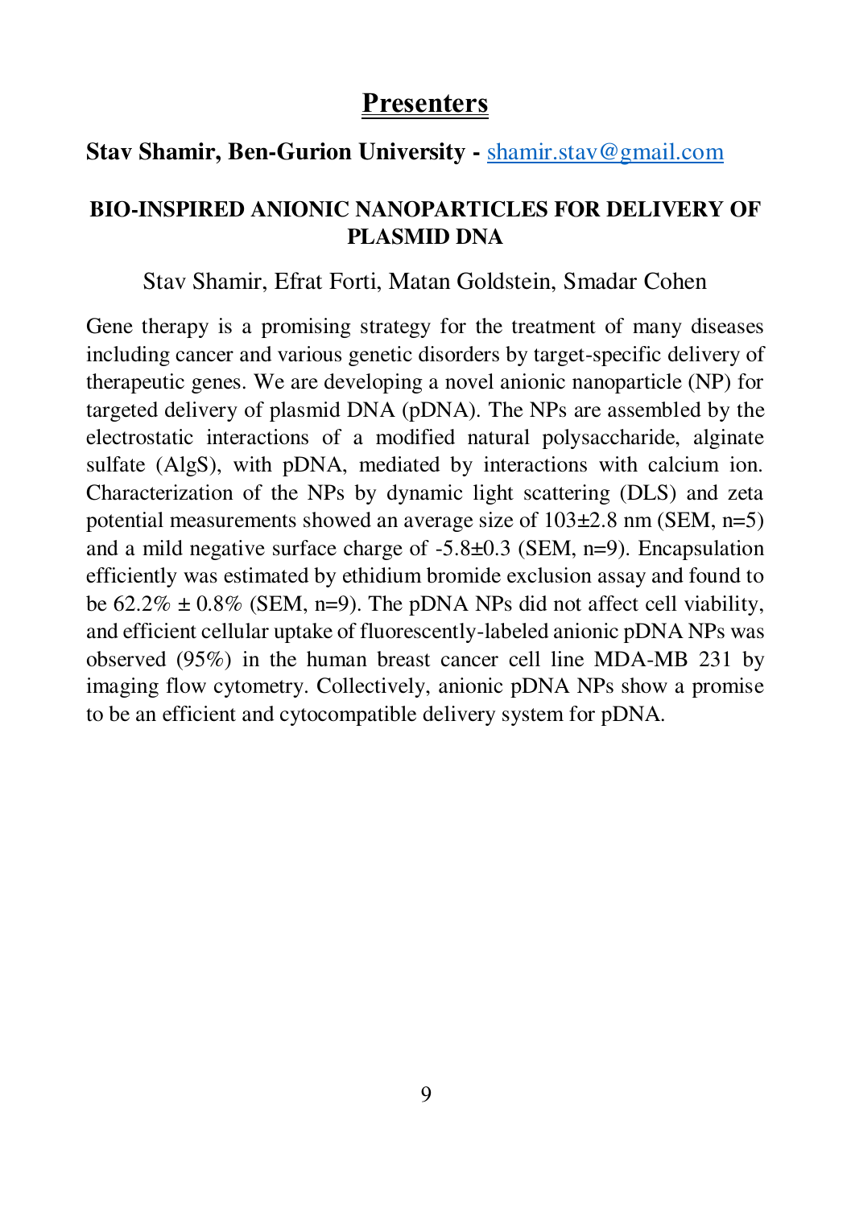# Presenters

**Stav Shamir, Ben-Gurion University -** shamir.stav@gmail.com

### BIO-INSPIRED ANIONIC NANOPARTICLES FOR DELIVERY OF PLASMID DNA

Stav Shamir, Efrat Forti, Matan Goldstein, Smadar Cohen

Gene therapy is a promising strategy for the treatment of many diseases including cancer and various genetic disorders by target-specific delivery of therapeutic genes. We are developing a novel anionic nanoparticle (NP) for targeted delivery of plasmid DNA (pDNA). The NPs are assembled by the electrostatic interactions of a modified natural polysaccharide, alginate sulfate (AlgS), with pDNA, mediated by interactions with calcium ion. Characterization of the NPs by dynamic light scattering (DLS) and zeta potential measurements showed an average size of 103±2.8 nm (SEM, n=5) and a mild negative surface charge of -5.8±0.3 (SEM, n=9). Encapsulation efficiently was estimated by ethidium bromide exclusion assay and found to be 62.2% ± 0.8% (SEM, n=9). The pDNA NPs did not affect cell viability, and efficient cellular uptake of fluorescently-labeled anionic pDNA NPs was observed (95%) in the human breast cancer cell line MDA-MB 231 by imaging flow cytometry. Collectively, anionic pDNA NPs show a promise to be an efficient and cytocompatible delivery system for pDNA.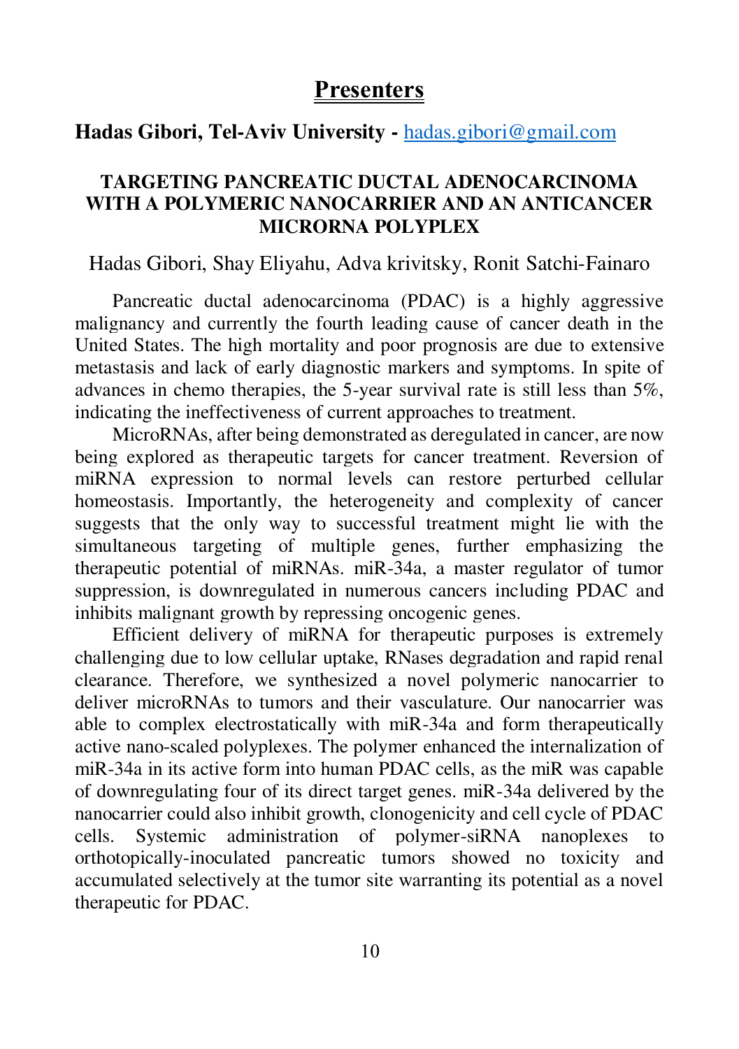# Presenters

**Hadas Gibori, Tel-Aviv University -** hadas.gibori@gmail.com

## TARGETING PANCREATIC DUCTAL ADENOCARCINOMA WITH A POLYMERIC NANOCARRIER AND AN ANTICANCER MICRORNA POLYPLEX

Hadas Gibori, Shay Eliyahu, Adva krivitsky, Ronit Satchi-Fainaro

Pancreatic ductal adenocarcinoma (PDAC) is a highly aggressive malignancy and currently the fourth leading cause of cancer death in the United States. The high mortality and poor prognosis are due to extensive metastasis and lack of early diagnostic markers and symptoms. In spite of advances in chemo therapies, the 5-year survival rate is still less than 5%, indicating the ineffectiveness of current approaches to treatment.

MicroRNAs, after being demonstrated as deregulated in cancer, are now being explored as therapeutic targets for cancer treatment. Reversion of miRNA expression to normal levels can restore perturbed cellular homeostasis. Importantly, the heterogeneity and complexity of cancer suggests that the only way to successful treatment might lie with the simultaneous targeting of multiple genes, further emphasizing the therapeutic potential of miRNAs. miR-34a, a master regulator of tumor suppression, is downregulated in numerous cancers including PDAC and inhibits malignant growth by repressing oncogenic genes.

Efficient delivery of miRNA for therapeutic purposes is extremely challenging due to low cellular uptake, RNases degradation and rapid renal clearance. Therefore, we synthesized a novel polymeric nanocarrier to deliver microRNAs to tumors and their vasculature. Our nanocarrier was able to complex electrostatically with miR-34a and form therapeutically active nano-scaled polyplexes. The polymer enhanced the internalization of miR-34a in its active form into human PDAC cells, as the miR was capable of downregulating four of its direct target genes. miR-34a delivered by the nanocarrier could also inhibit growth, clonogenicity and cell cycle of PDAC cells. Systemic administration of polymer-siRNA nanoplexes to orthotopically-inoculated pancreatic tumors showed no toxicity and accumulated selectively at the tumor site warranting its potential as a novel therapeutic for PDAC.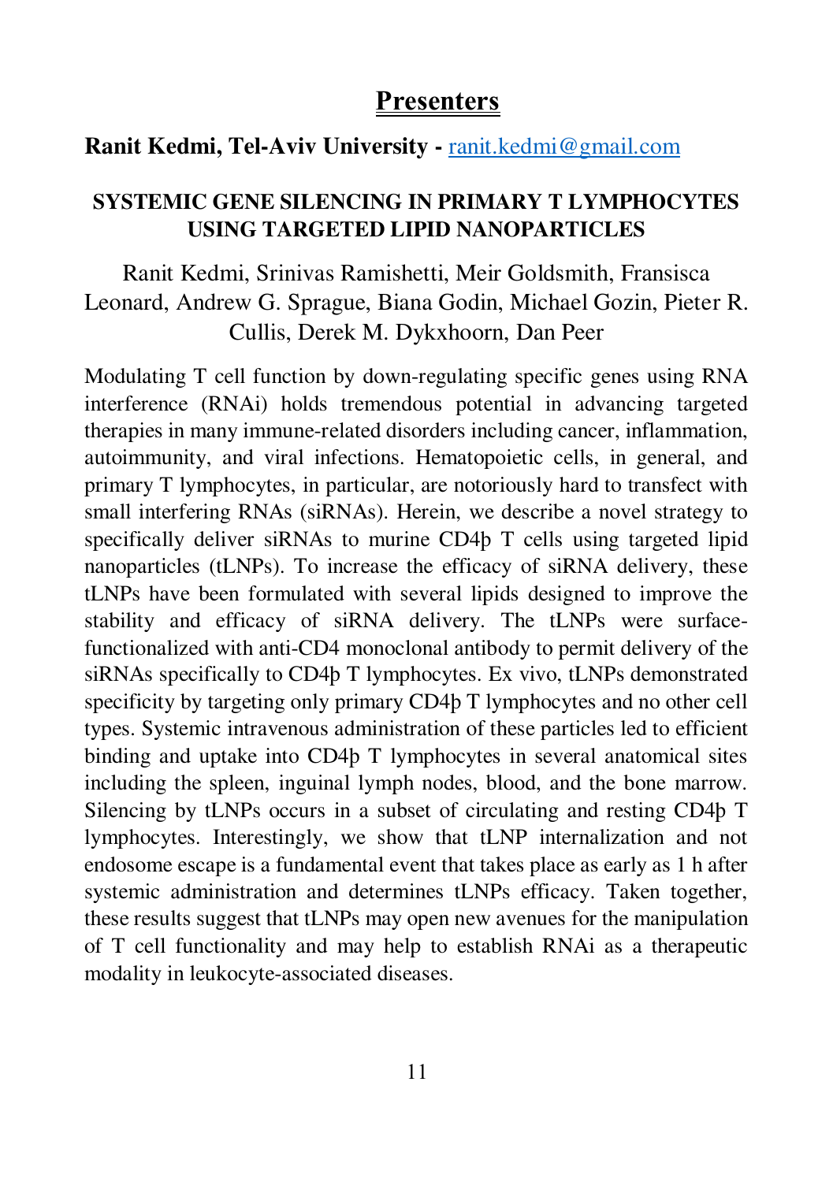# Presenters

**Ranit Kedmi, Tel-Aviv University -** ranit.kedmi@gmail.com

### SYSTEMIC GENE SILENCING IN PRIMARY T LYMPHOCYTES USING TARGETED LIPID NANOPARTICLES

Ranit Kedmi, Srinivas Ramishetti, Meir Goldsmith, Fransisca Leonard, Andrew G. Sprague, Biana Godin, Michael Gozin, Pieter R. Cullis, Derek M. Dykxhoorn, Dan Peer

Modulating T cell function by down-regulating specific genes using RNA interference (RNAi) holds tremendous potential in advancing targeted therapies in many immune-related disorders including cancer, inflammation, autoimmunity, and viral infections. Hematopoietic cells, in general, and primary T lymphocytes, in particular, are notoriously hard to transfect with small interfering RNAs (siRNAs). Herein, we describe a novel strategy to specifically deliver siRNAs to murine CD4þ T cells using targeted lipid nanoparticles (tLNPs). To increase the efficacy of siRNA delivery, these tLNPs have been formulated with several lipids designed to improve the stability and efficacy of siRNA delivery. The tLNPs were surface-functionalized with anti-CD4 monoclonal antibody to permit delivery of the siRNAs specifically to CD4þ T lymphocytes. Ex vivo, tLNPs demonstrated specificity by targeting only primary CD4þ T lymphocytes and no other cell types. Systemic intravenous administration of these particles led to efficient binding and uptake into CD4þ T lymphocytes in several anatomical sites including the spleen, inguinal lymph nodes, blood, and the bone marrow. Silencing by tLNPs occurs in a subset of circulating and resting CD4þ T lymphocytes. Interestingly, we show that tLNP internalization and not endosome escape is a fundamental event that takes place as early as 1 h after systemic administration and determines tLNPs efficacy. Taken together, these results suggest that tLNPs may open new avenues for the manipulation of T cell functionality and may help to establish RNAi as a therapeutic modality in leukocyte-associated diseases.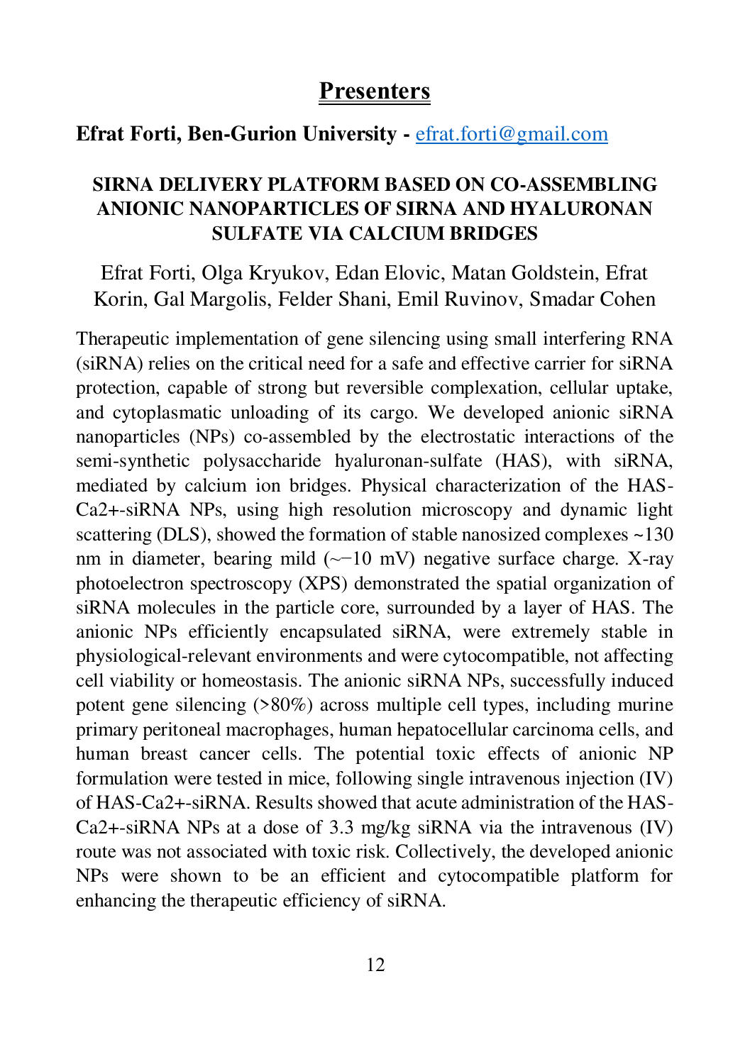# Presenters

**Efrat Forti, Ben-Gurion University -** efrat.forti@gmail.com

### SIRNA DELIVERY PLATFORM BASED ON CO-ASSEMBLING ANIONIC NANOPARTICLES OF SIRNA AND HYALURONAN SULFATE VIA CALCIUM BRIDGES

Efrat Forti, Olga Kryukov, Edan Elovic, Matan Goldstein, Efrat Korin, Gal Margolis, Felder Shani, Emil Ruvinov, Smadar Cohen

Therapeutic implementation of gene silencing using small interfering RNA (siRNA) relies on the critical need for a safe and effective carrier for siRNA protection, capable of strong but reversible complexation, cellular uptake, and cytoplasmatic unloading of its cargo. We developed anionic siRNA nanoparticles (NPs) co-assembled by the electrostatic interactions of the semi-synthetic polysaccharide hyaluronan-sulfate (HAS), with siRNA, mediated by calcium ion bridges. Physical characterization of the HAS-$Ca^{2+}$-siRNA NPs, using high resolution microscopy and dynamic light scattering (DLS), showed the formation of stable nanosized complexes ~130 nm in diameter, bearing mild (~−10 mV) negative surface charge. X-ray photoelectron spectroscopy (XPS) demonstrated the spatial organization of siRNA molecules in the particle core, surrounded by a layer of HAS. The anionic NPs efficiently encapsulated siRNA, were extremely stable in physiological-relevant environments and were cytocompatible, not affecting cell viability or homeostasis. The anionic siRNA NPs, successfully induced potent gene silencing (>80%) across multiple cell types, including murine primary peritoneal macrophages, human hepatocellular carcinoma cells, and human breast cancer cells. The potential toxic effects of anionic NP formulation were tested in mice, following single intravenous injection (IV) of HAS-$Ca^{2+}$-siRNA. Results showed that acute administration of the HAS-$Ca^{2+}$-siRNA NPs at a dose of 3.3 mg/kg siRNA via the intravenous (IV) route was not associated with toxic risk. Collectively, the developed anionic NPs were shown to be an efficient and cytocompatible platform for enhancing the therapeutic efficiency of siRNA.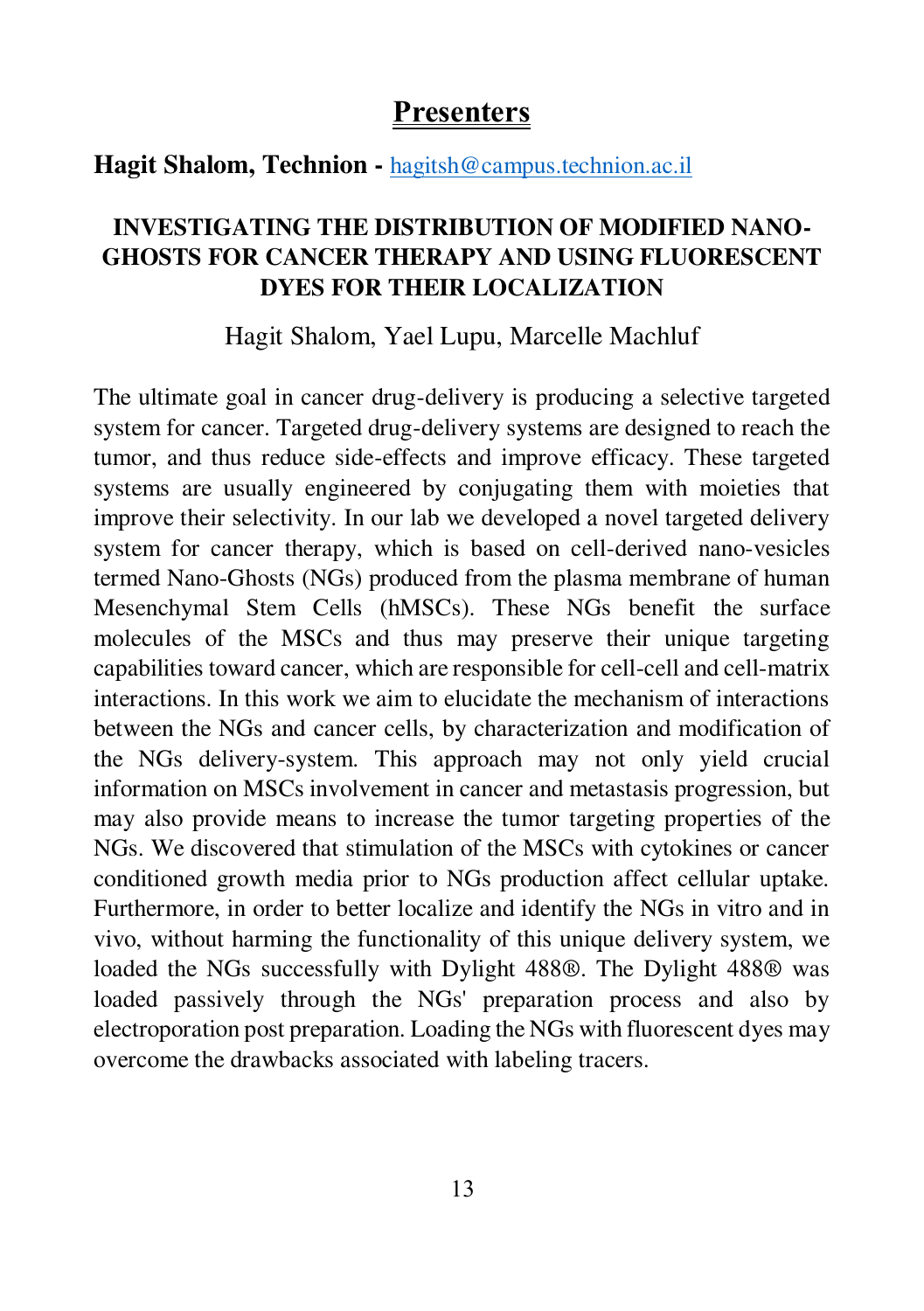# Presenters

**Hagit Shalom, Technion -** hagitsh@campus.technion.ac.il

### INVESTIGATING THE DISTRIBUTION OF MODIFIED NANO-GHOSTS FOR CANCER THERAPY AND USING FLUORESCENT DYES FOR THEIR LOCALIZATION

Hagit Shalom, Yael Lupu, Marcelle Machluf

The ultimate goal in cancer drug-delivery is producing a selective targeted system for cancer. Targeted drug-delivery systems are designed to reach the tumor, and thus reduce side-effects and improve efficacy. These targeted systems are usually engineered by conjugating them with moieties that improve their selectivity. In our lab we developed a novel targeted delivery system for cancer therapy, which is based on cell-derived nano-vesicles termed Nano-Ghosts (NGs) produced from the plasma membrane of human Mesenchymal Stem Cells (hMSCs). These NGs benefit the surface molecules of the MSCs and thus may preserve their unique targeting capabilities toward cancer, which are responsible for cell-cell and cell-matrix interactions. In this work we aim to elucidate the mechanism of interactions between the NGs and cancer cells, by characterization and modification of the NGs delivery-system. This approach may not only yield crucial information on MSCs involvement in cancer and metastasis progression, but may also provide means to increase the tumor targeting properties of the NGs. We discovered that stimulation of the MSCs with cytokines or cancer conditioned growth media prior to NGs production affect cellular uptake. Furthermore, in order to better localize and identify the NGs in vitro and in vivo, without harming the functionality of this unique delivery system, we loaded the NGs successfully with Dylight 488®. The Dylight 488® was loaded passively through the NGs' preparation process and also by electroporation post preparation. Loading the NGs with fluorescent dyes may overcome the drawbacks associated with labeling tracers.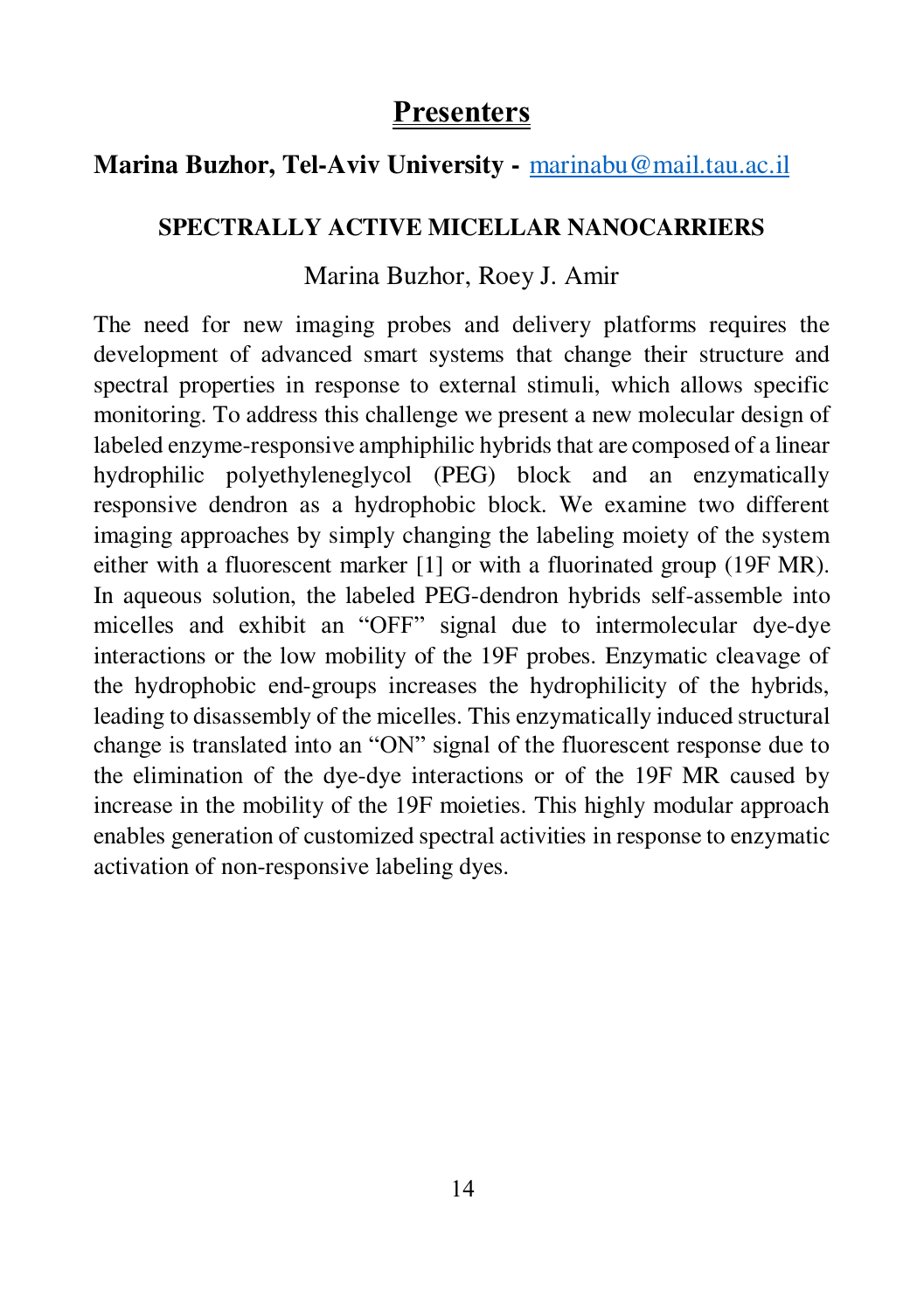# Presenters

**Marina Buzhor, Tel-Aviv University -** marinabu@mail.tau.ac.il

### SPECTRALLY ACTIVE MICELLAR NANOCARRIERS

Marina Buzhor, Roey J. Amir

The need for new imaging probes and delivery platforms requires the development of advanced smart systems that change their structure and spectral properties in response to external stimuli, which allows specific monitoring. To address this challenge we present a new molecular design of labeled enzyme-responsive amphiphilic hybrids that are composed of a linear hydrophilic polyethyleneglycol (PEG) block and an enzymatically responsive dendron as a hydrophobic block. We examine two different imaging approaches by simply changing the labeling moiety of the system either with a fluorescent marker [1] or with a fluorinated group (19F MR). In aqueous solution, the labeled PEG-dendron hybrids self-assemble into micelles and exhibit an "OFF" signal due to intermolecular dye-dye interactions or the low mobility of the 19F probes. Enzymatic cleavage of the hydrophobic end-groups increases the hydrophilicity of the hybrids, leading to disassembly of the micelles. This enzymatically induced structural change is translated into an "ON" signal of the fluorescent response due to the elimination of the dye-dye interactions or of the 19F MR caused by increase in the mobility of the 19F moieties. This highly modular approach enables generation of customized spectral activities in response to enzymatic activation of non-responsive labeling dyes.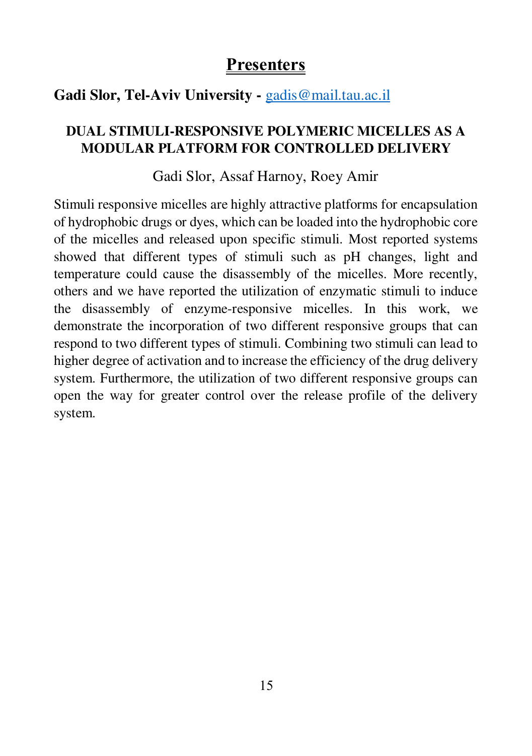# Presenters

**Gadi Slor, Tel-Aviv University -** gadis@mail.tau.ac.il

### DUAL STIMULI-RESPONSIVE POLYMERIC MICELLES AS A MODULAR PLATFORM FOR CONTROLLED DELIVERY

Gadi Slor, Assaf Harnoy, Roey Amir

Stimuli responsive micelles are highly attractive platforms for encapsulation of hydrophobic drugs or dyes, which can be loaded into the hydrophobic core of the micelles and released upon specific stimuli. Most reported systems showed that different types of stimuli such as pH changes, light and temperature could cause the disassembly of the micelles. More recently, others and we have reported the utilization of enzymatic stimuli to induce the disassembly of enzyme-responsive micelles. In this work, we demonstrate the incorporation of two different responsive groups that can respond to two different types of stimuli. Combining two stimuli can lead to higher degree of activation and to increase the efficiency of the drug delivery system. Furthermore, the utilization of two different responsive groups can open the way for greater control over the release profile of the delivery system.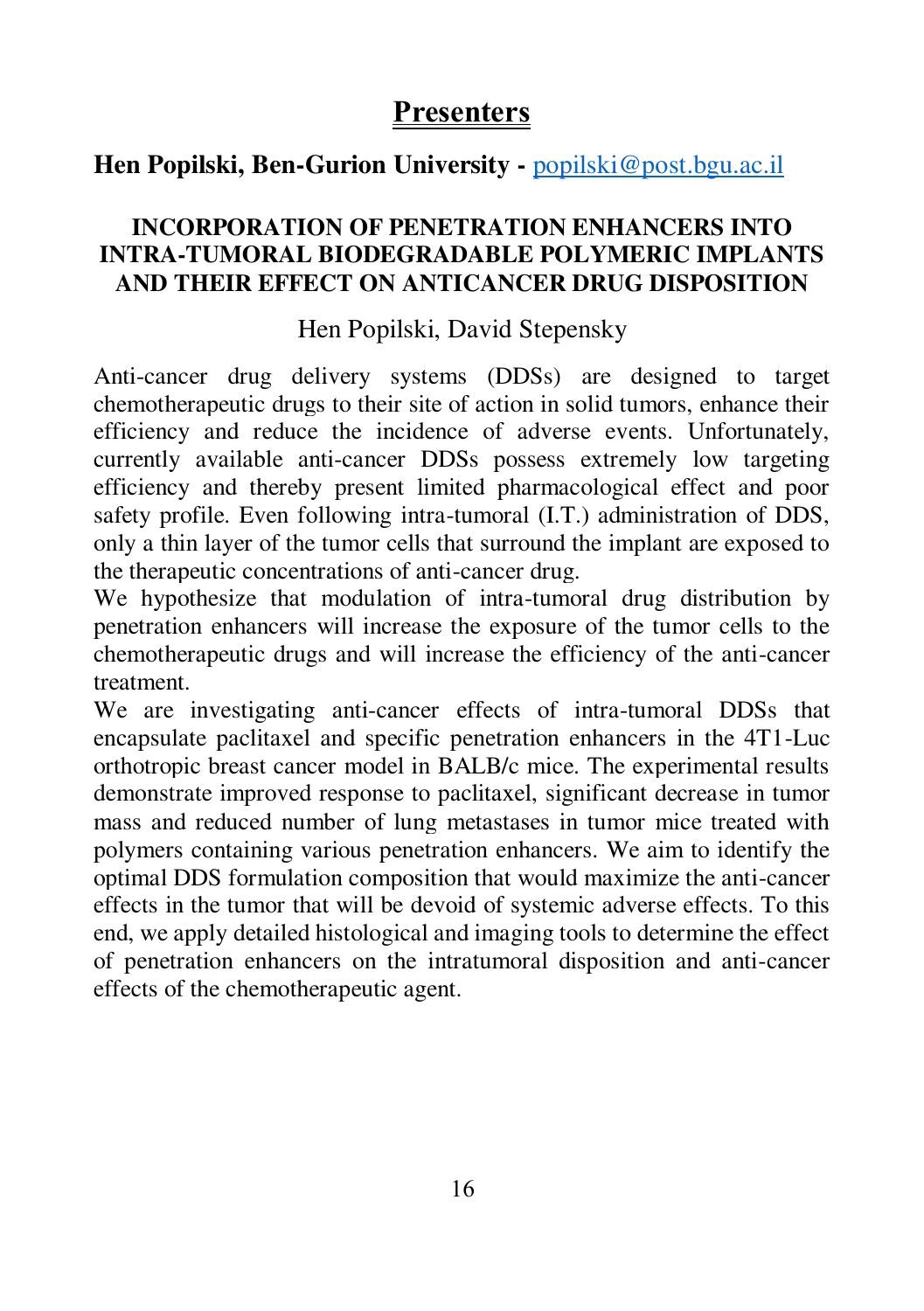# Presenters

**Hen Popilski, Ben-Gurion University -** popilski@post.bgu.ac.il

### INCORPORATION OF PENETRATION ENHANCERS INTO INTRA-TUMORAL BIODEGRADABLE POLYMERIC IMPLANTS AND THEIR EFFECT ON ANTICANCER DRUG DISPOSITION

Hen Popilski, David Stepensky

Anti-cancer drug delivery systems (DDSs) are designed to target chemotherapeutic drugs to their site of action in solid tumors, enhance their efficiency and reduce the incidence of adverse events. Unfortunately, currently available anti-cancer DDSs possess extremely low targeting efficiency and thereby present limited pharmacological effect and poor safety profile. Even following intra-tumoral (I.T.) administration of DDS, only a thin layer of the tumor cells that surround the implant are exposed to the therapeutic concentrations of anti-cancer drug.

We hypothesize that modulation of intra-tumoral drug distribution by penetration enhancers will increase the exposure of the tumor cells to the chemotherapeutic drugs and will increase the efficiency of the anti-cancer treatment.

We are investigating anti-cancer effects of intra-tumoral DDSs that encapsulate paclitaxel and specific penetration enhancers in the 4T1-Luc orthotopic breast cancer model in BALB/c mice. The experimental results demonstrate improved response to paclitaxel, significant decrease in tumor mass and reduced number of lung metastases in tumor mice treated with polymers containing various penetration enhancers. We aim to identify the optimal DDS formulation composition that would maximize the anti-cancer effects in the tumor that will be devoid of systemic adverse effects. To this end, we apply detailed histological and imaging tools to determine the effect of penetration enhancers on the intratumoral disposition and anti-cancer effects of the chemotherapeutic agent.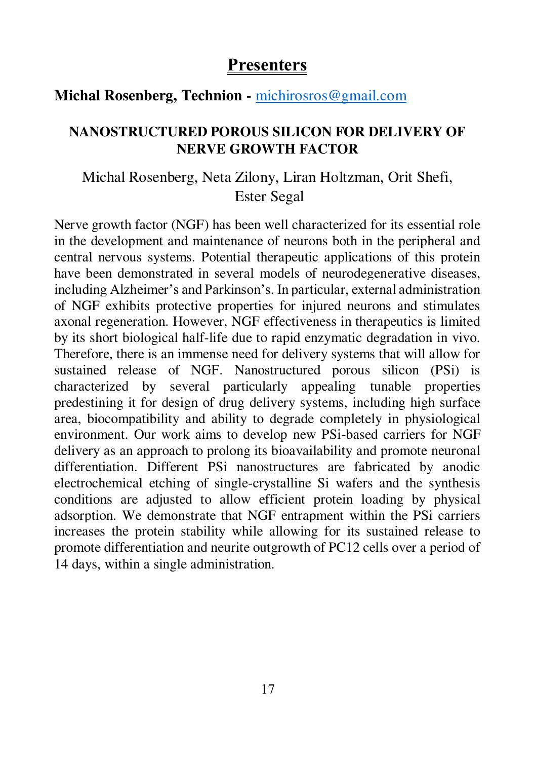# Presenters

**Michal Rosenberg, Technion -** michirosros@gmail.com

### NANOSTRUCTURED POROUS SILICON FOR DELIVERY OF NERVE GROWTH FACTOR

Michal Rosenberg, Neta Zilony, Liran Holtzman, Orit Shefi, Ester Segal

Nerve growth factor (NGF) has been well characterized for its essential role in the development and maintenance of neurons both in the peripheral and central nervous systems. Potential therapeutic applications of this protein have been demonstrated in several models of neurodegenerative diseases, including Alzheimer's and Parkinson's. In particular, external administration of NGF exhibits protective properties for injured neurons and stimulates axonal regeneration. However, NGF effectiveness in therapeutics is limited by its short biological half-life due to rapid enzymatic degradation in vivo. Therefore, there is an immense need for delivery systems that will allow for sustained release of NGF. Nanostructured porous silicon (PSi) is characterized by several particularly appealing tunable properties predestining it for design of drug delivery systems, including high surface area, biocompatibility and ability to degrade completely in physiological environment. Our work aims to develop new PSi-based carriers for NGF delivery as an approach to prolong its bioavailability and promote neuronal differentiation. Different PSi nanostructures are fabricated by anodic electrochemical etching of single-crystalline Si wafers and the synthesis conditions are adjusted to allow efficient protein loading by physical adsorption. We demonstrate that NGF entrapment within the PSi carriers increases the protein stability while allowing for its sustained release to promote differentiation and neurite outgrowth of PC12 cells over a period of 14 days, within a single administration.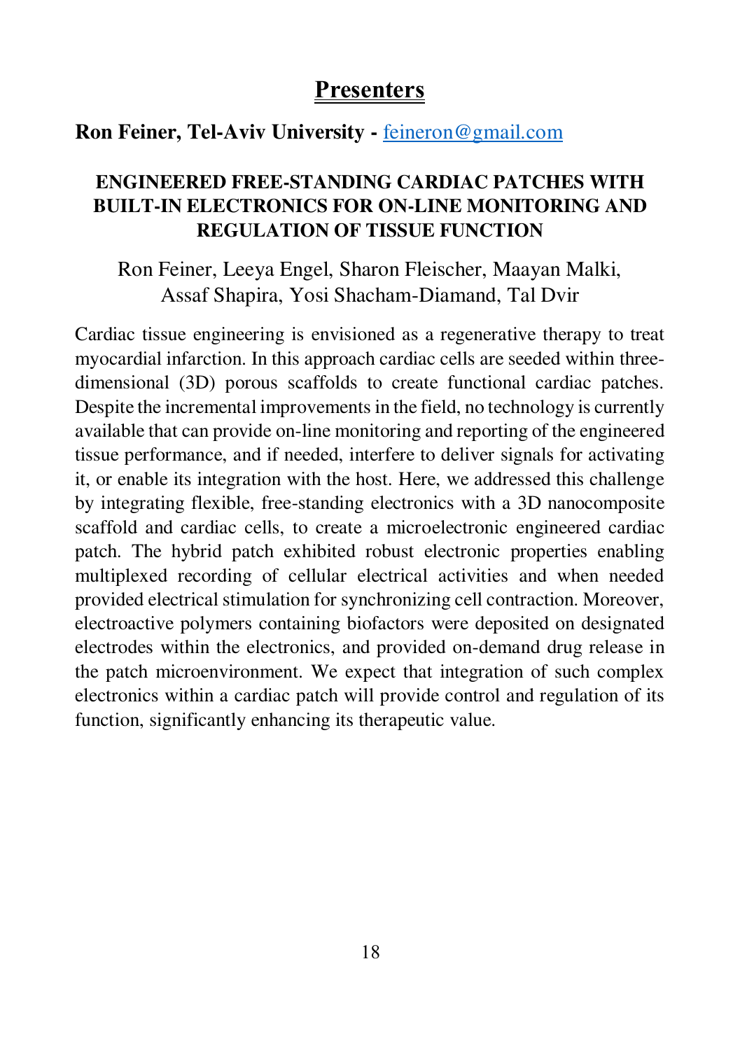# Presenters

**Ron Feiner, Tel-Aviv University -** feineron@gmail.com

### ENGINEERED FREE-STANDING CARDIAC PATCHES WITH BUILT-IN ELECTRONICS FOR ON-LINE MONITORING AND REGULATION OF TISSUE FUNCTION

Ron Feiner, Leeya Engel, Sharon Fleischer, Maayan Malki, Assaf Shapira, Yosi Shacham-Diamand, Tal Dvir

Cardiac tissue engineering is envisioned as a regenerative therapy to treat myocardial infarction. In this approach cardiac cells are seeded within three-dimensional (3D) porous scaffolds to create functional cardiac patches. Despite the incremental improvements in the field, no technology is currently available that can provide on-line monitoring and reporting of the engineered tissue performance, and if needed, interfere to deliver signals for activating it, or enable its integration with the host. Here, we addressed this challenge by integrating flexible, free-standing electronics with a 3D nanocomposite scaffold and cardiac cells, to create a microelectronic engineered cardiac patch. The hybrid patch exhibited robust electronic properties enabling multiplexed recording of cellular electrical activities and when needed provided electrical stimulation for synchronizing cell contraction. Moreover, electroactive polymers containing biofactors were deposited on designated electrodes within the electronics, and provided on-demand drug release in the patch microenvironment. We expect that integration of such complex electronics within a cardiac patch will provide control and regulation of its function, significantly enhancing its therapeutic value.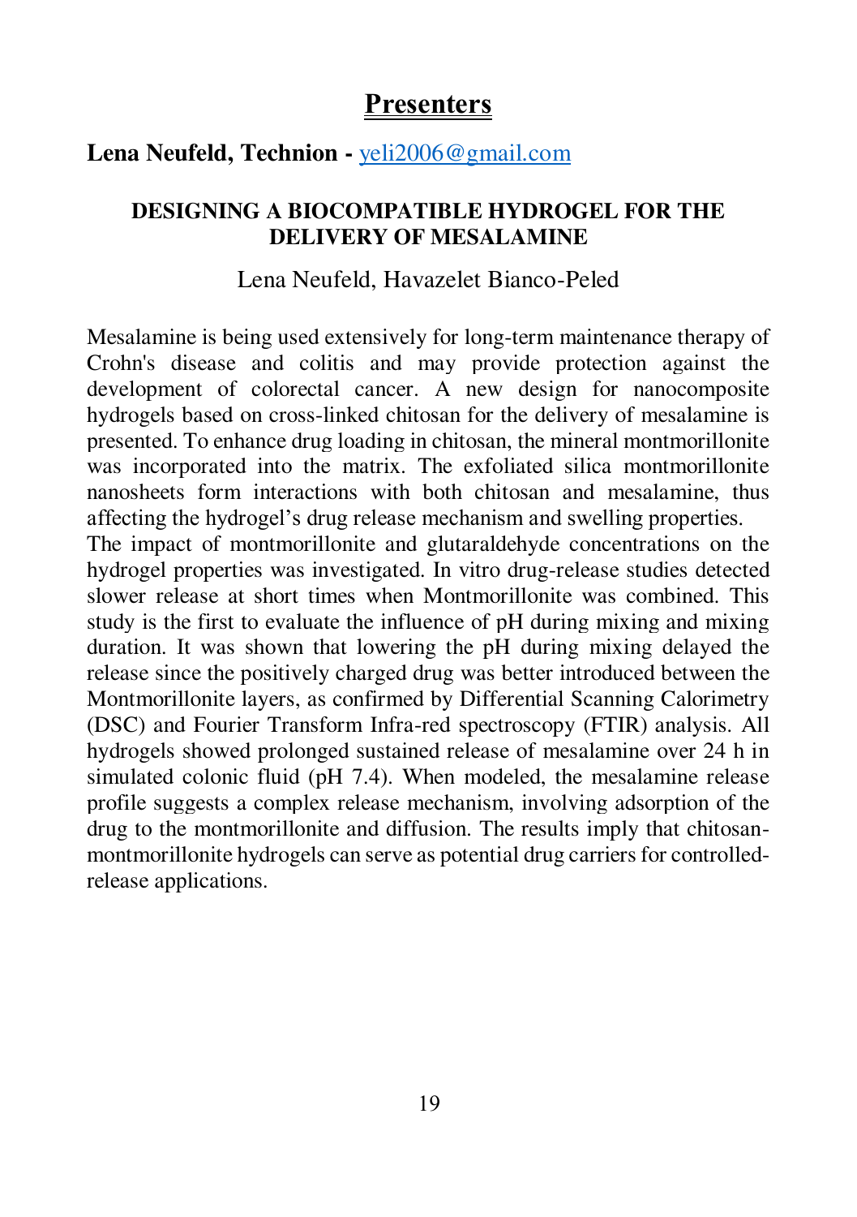# Presenters

**Lena Neufeld, Technion -** yeli2006@gmail.com

### DESIGNING A BIOCOMPATIBLE HYDROGEL FOR THE DELIVERY OF MESALAMINE

Lena Neufeld, Havazelet Bianco-Peled

Mesalamine is being used extensively for long-term maintenance therapy of Crohn's disease and colitis and may provide protection against the development of colorectal cancer. A new design for nanocomposite hydrogels based on cross-linked chitosan for the delivery of mesalamine is presented. To enhance drug loading in chitosan, the mineral montmorillonite was incorporated into the matrix. The exfoliated silica montmorillonite nanosheets form interactions with both chitosan and mesalamine, thus affecting the hydrogel's drug release mechanism and swelling properties.
The impact of montmorillonite and glutaraldehyde concentrations on the hydrogel properties was investigated. In vitro drug-release studies detected slower release at short times when Montmorillonite was combined. This study is the first to evaluate the influence of pH during mixing and mixing duration. It was shown that lowering the pH during mixing delayed the release since the positively charged drug was better introduced between the Montmorillonite layers, as confirmed by Differential Scanning Calorimetry (DSC) and Fourier Transform Infra-red spectroscopy (FTIR) analysis. All hydrogels showed prolonged sustained release of mesalamine over 24 h in simulated colonic fluid (pH 7.4). When modeled, the mesalamine release profile suggests a complex release mechanism, involving adsorption of the drug to the montmorillonite and diffusion. The results imply that chitosan-montmorillonite hydrogels can serve as potential drug carriers for controlled-release applications.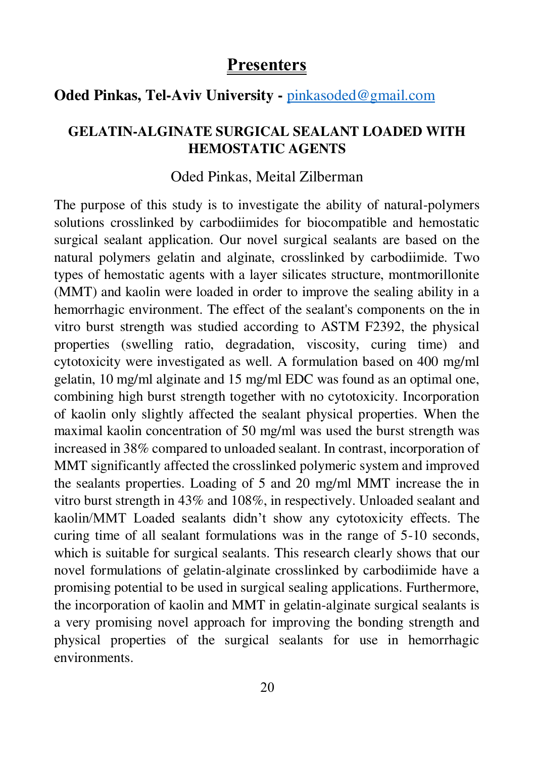# Presenters

**Oded Pinkas, Tel-Aviv University -** pinkasoded@gmail.com

### GELATIN-ALGINATE SURGICAL SEALANT LOADED WITH HEMOSTATIC AGENTS

Oded Pinkas, Meital Zilberman

The purpose of this study is to investigate the ability of natural-polymers solutions crosslinked by carbodiimides for biocompatible and hemostatic surgical sealant application. Our novel surgical sealants are based on the natural polymers gelatin and alginate, crosslinked by carbodiimide. Two types of hemostatic agents with a layer silicates structure, montmorillonite (MMT) and kaolin were loaded in order to improve the sealing ability in a hemorrhagic environment. The effect of the sealant's components on the in vitro burst strength was studied according to ASTM F2392, the physical properties (swelling ratio, degradation, viscosity, curing time) and cytotoxicity were investigated as well. A formulation based on 400 mg/ml gelatin, 10 mg/ml alginate and 15 mg/ml EDC was found as an optimal one, combining high burst strength together with no cytotoxicity. Incorporation of kaolin only slightly affected the sealant physical properties. When the maximal kaolin concentration of 50 mg/ml was used the burst strength was increased in 38% compared to unloaded sealant. In contrast, incorporation of MMT significantly affected the crosslinked polymeric system and improved the sealants properties. Loading of 5 and 20 mg/ml MMT increase the in vitro burst strength in 43% and 108%, in respectively. Unloaded sealant and kaolin/MMT Loaded sealants didn't show any cytotoxicity effects. The curing time of all sealant formulations was in the range of 5-10 seconds, which is suitable for surgical sealants. This research clearly shows that our novel formulations of gelatin-alginate crosslinked by carbodiimide have a promising potential to be used in surgical sealing applications. Furthermore, the incorporation of kaolin and MMT in gelatin-alginate surgical sealants is a very promising novel approach for improving the bonding strength and physical properties of the surgical sealants for use in hemorrhagic environments.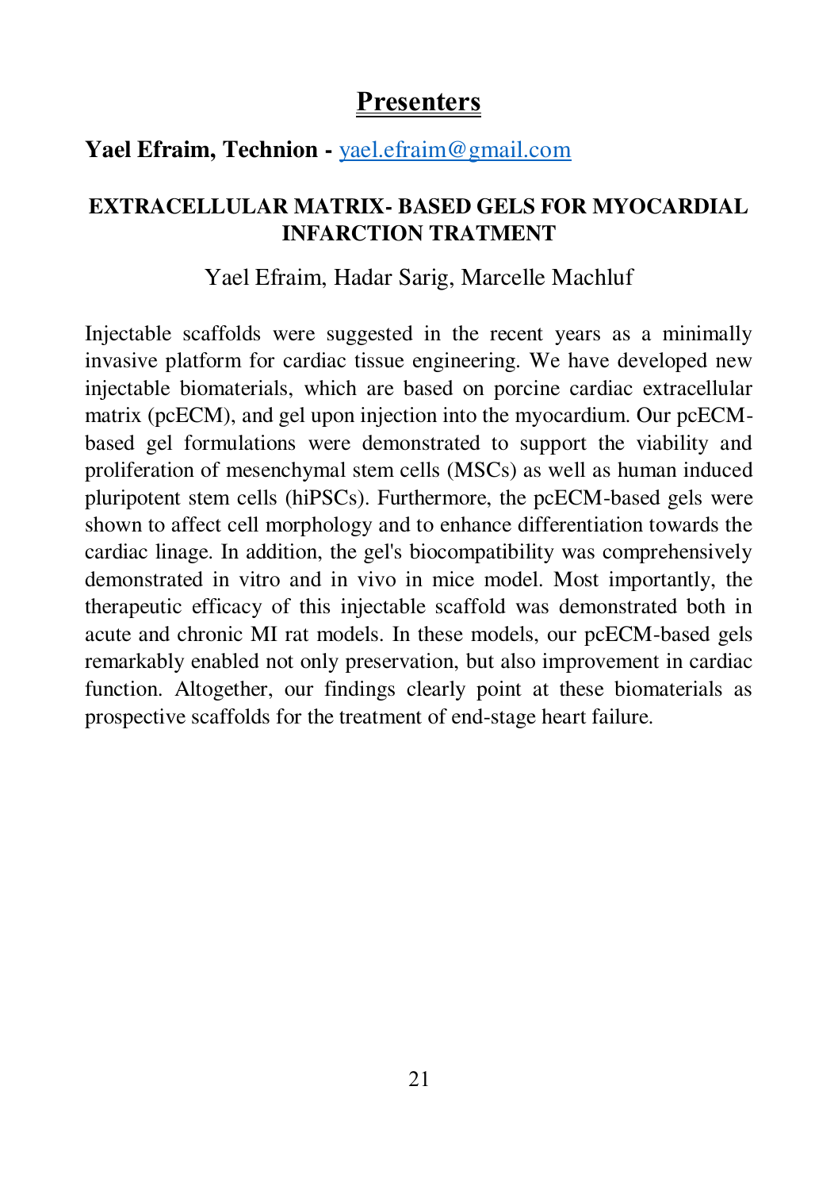# Presenters

**Yael Efraim, Technion -** yael.efraim@gmail.com

### EXTRACELLULAR MATRIX- BASED GELS FOR MYOCARDIAL INFARCTION TRATMENT

Yael Efraim, Hadar Sarig, Marcelle Machluf

Injectable scaffolds were suggested in the recent years as a minimally invasive platform for cardiac tissue engineering. We have developed new injectable biomaterials, which are based on porcine cardiac extracellular matrix (pcECM), and gel upon injection into the myocardium. Our pcECM-based gel formulations were demonstrated to support the viability and proliferation of mesenchymal stem cells (MSCs) as well as human induced pluripotent stem cells (hiPSCs). Furthermore, the pcECM-based gels were shown to affect cell morphology and to enhance differentiation towards the cardiac linage. In addition, the gel's biocompatibility was comprehensively demonstrated in vitro and in vivo in mice model. Most importantly, the therapeutic efficacy of this injectable scaffold was demonstrated both in acute and chronic MI rat models. In these models, our pcECM-based gels remarkably enabled not only preservation, but also improvement in cardiac function. Altogether, our findings clearly point at these biomaterials as prospective scaffolds for the treatment of end-stage heart failure.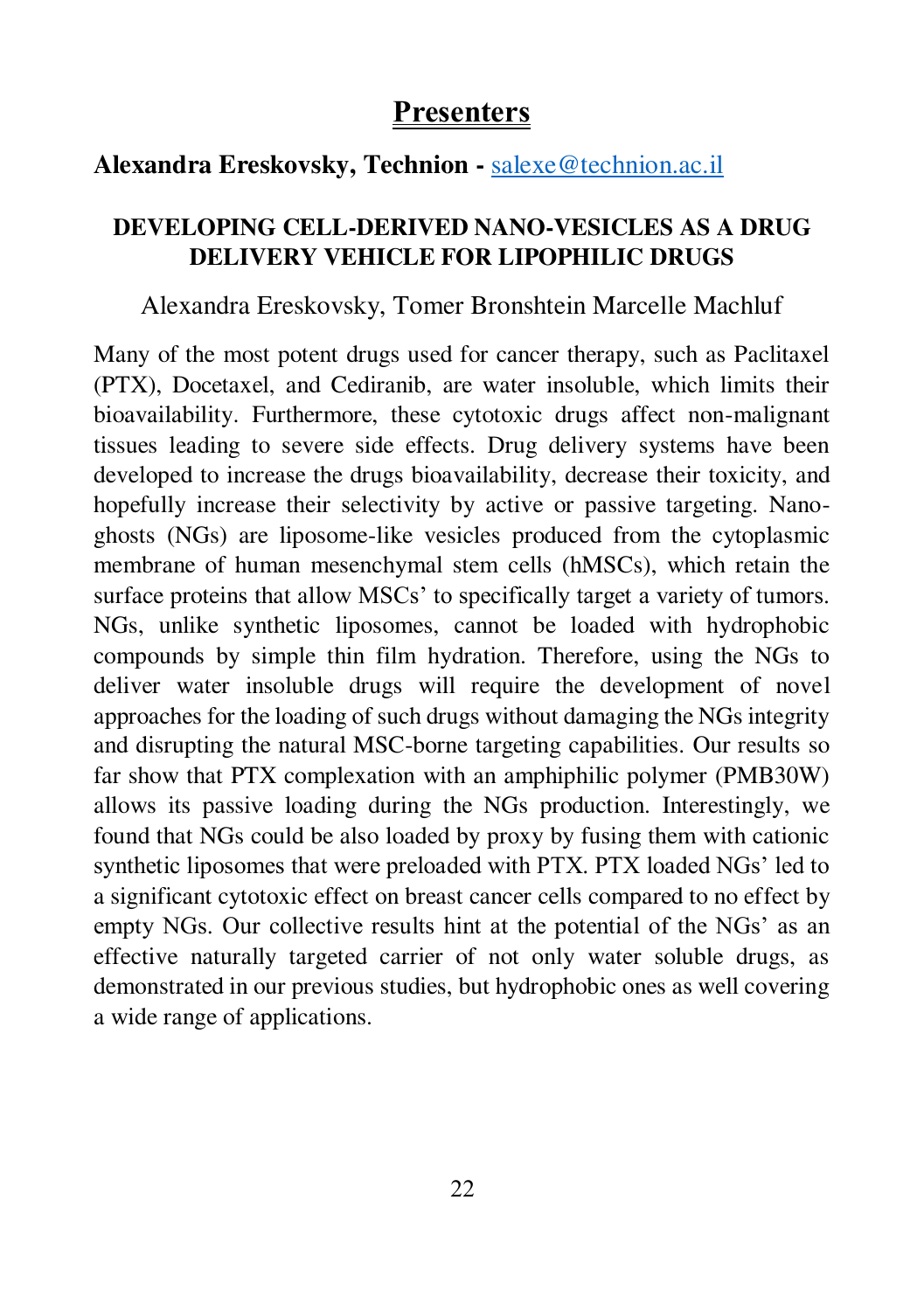# Presenters

**Alexandra Ereskovsky, Technion -** salexe@technion.ac.il

## DEVELOPING CELL-DERIVED NANO-VESICLES AS A DRUG DELIVERY VEHICLE FOR LIPOPHILIC DRUGS

Alexandra Ereskovsky, Tomer Bronshtein Marcelle Machluf

Many of the most potent drugs used for cancer therapy, such as Paclitaxel (PTX), Docetaxel, and Cediranib, are water insoluble, which limits their bioavailability. Furthermore, these cytotoxic drugs affect non-malignant tissues leading to severe side effects. Drug delivery systems have been developed to increase the drugs bioavailability, decrease their toxicity, and hopefully increase their selectivity by active or passive targeting. Nano-ghosts (NGs) are liposome-like vesicles produced from the cytoplasmic membrane of human mesenchymal stem cells (hMSCs), which retain the surface proteins that allow MSCs' to specifically target a variety of tumors. NGs, unlike synthetic liposomes, cannot be loaded with hydrophobic compounds by simple thin film hydration. Therefore, using the NGs to deliver water insoluble drugs will require the development of novel approaches for the loading of such drugs without damaging the NGs integrity and disrupting the natural MSC-borne targeting capabilities. Our results so far show that PTX complexation with an amphiphilic polymer (PMB30W) allows its passive loading during the NGs production. Interestingly, we found that NGs could be also loaded by proxy by fusing them with cationic synthetic liposomes that were preloaded with PTX. PTX loaded NGs' led to a significant cytotoxic effect on breast cancer cells compared to no effect by empty NGs. Our collective results hint at the potential of the NGs' as an effective naturally targeted carrier of not only water soluble drugs, as demonstrated in our previous studies, but hydrophobic ones as well covering a wide range of applications.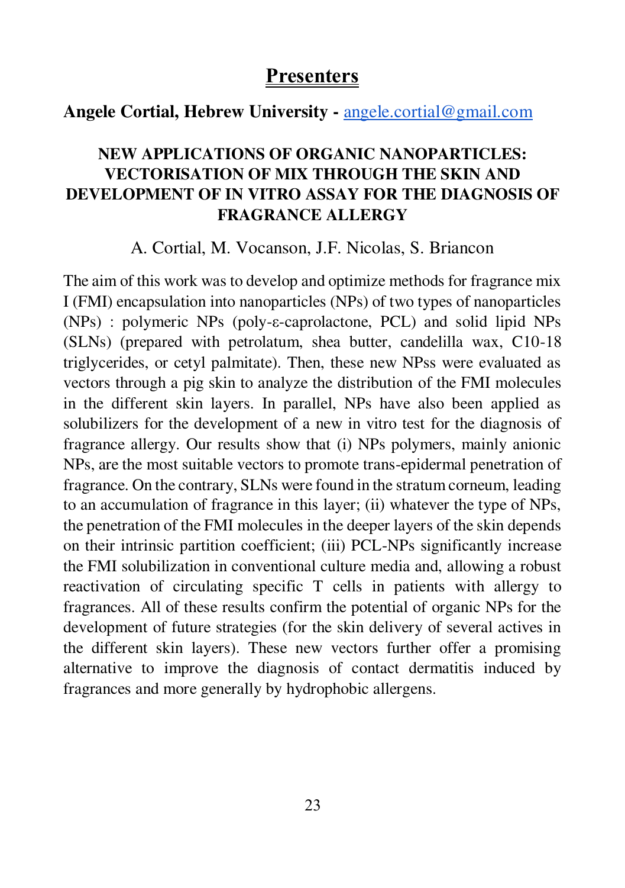# Presenters

**Angele Cortial, Hebrew University -** angele.cortial@gmail.com

### NEW APPLICATIONS OF ORGANIC NANOPARTICLES: VECTORISATION OF MIX THROUGH THE SKIN AND DEVELOPMENT OF IN VITRO ASSAY FOR THE DIAGNOSIS OF FRAGRANCE ALLERGY

A. Cortial, M. Vocanson, J.F. Nicolas, S. Briancon

The aim of this work was to develop and optimize methods for fragrance mix I (FMI) encapsulation into nanoparticles (NPs) of two types of nanoparticles (NPs) : polymeric NPs (poly-ε-caprolactone, PCL) and solid lipid NPs (SLNs) (prepared with petrolatum, shea butter, candelilla wax, C10-18 triglycerides, or cetyl palmitate). Then, these new NPss were evaluated as vectors through a pig skin to analyze the distribution of the FMI molecules in the different skin layers. In parallel, NPs have also been applied as solubilizers for the development of a new in vitro test for the diagnosis of fragrance allergy. Our results show that (i) NPs polymers, mainly anionic NPs, are the most suitable vectors to promote trans-epidermal penetration of fragrance. On the contrary, SLNs were found in the stratum corneum, leading to an accumulation of fragrance in this layer; (ii) whatever the type of NPs, the penetration of the FMI molecules in the deeper layers of the skin depends on their intrinsic partition coefficient; (iii) PCL-NPs significantly increase the FMI solubilization in conventional culture media and, allowing a robust reactivation of circulating specific T cells in patients with allergy to fragrances. All of these results confirm the potential of organic NPs for the development of future strategies (for the skin delivery of several actives in the different skin layers). These new vectors further offer a promising alternative to improve the diagnosis of contact dermatitis induced by fragrances and more generally by hydrophobic allergens.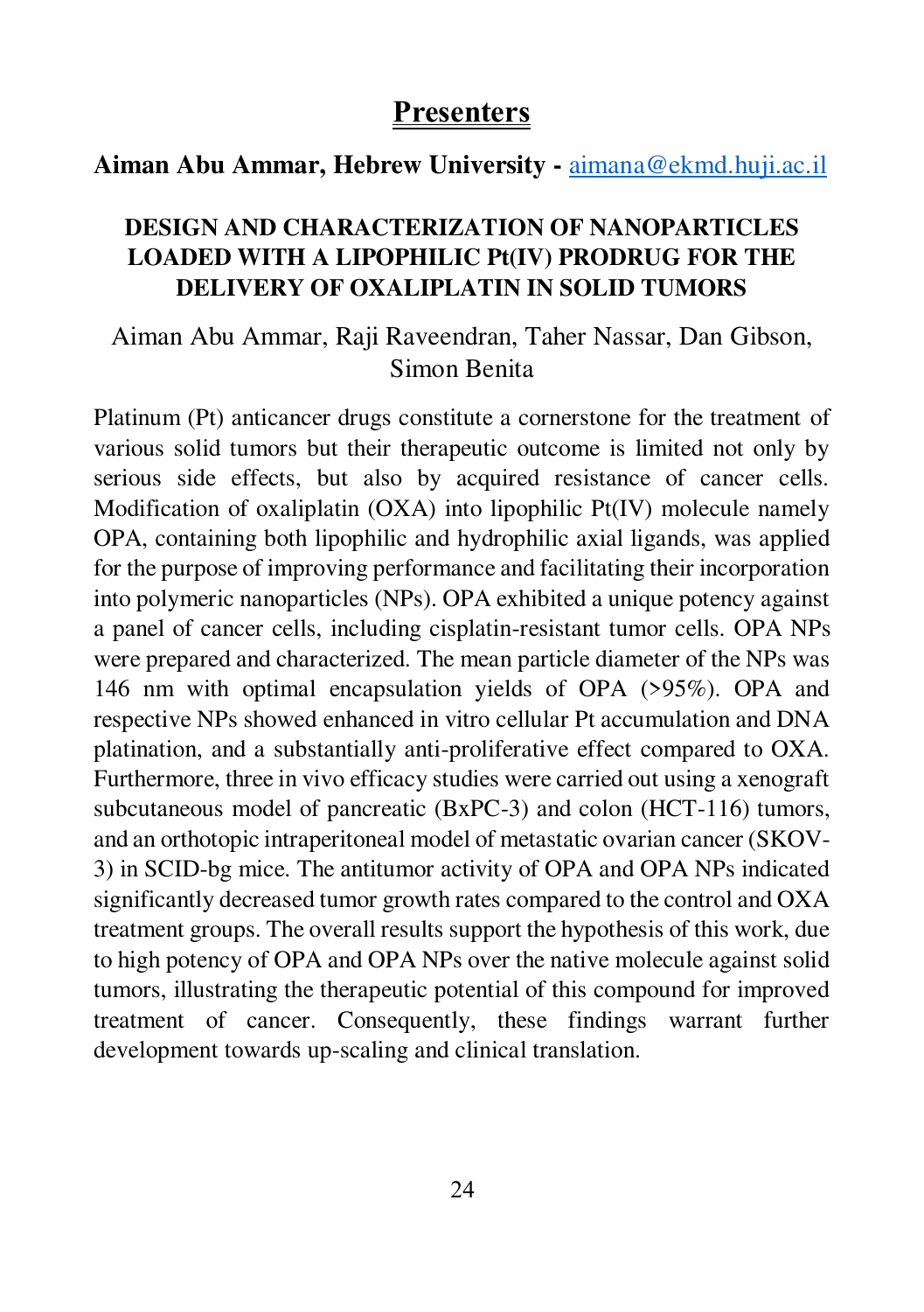# Presenters

**Aiman Abu Ammar, Hebrew University -** aimana@ekmd.huji.ac.il

## DESIGN AND CHARACTERIZATION OF NANOPARTICLES LOADED WITH A LIPOPHILIC Pt(IV) PRODRUG FOR THE DELIVERY OF OXALIPLATIN IN SOLID TUMORS

Aiman Abu Ammar, Raji Raveendran, Taher Nassar, Dan Gibson, Simon Benita

Platinum (Pt) anticancer drugs constitute a cornerstone for the treatment of various solid tumors but their therapeutic outcome is limited not only by serious side effects, but also by acquired resistance of cancer cells. Modification of oxaliplatin (OXA) into lipophilic Pt(IV) molecule namely OPA, containing both lipophilic and hydrophilic axial ligands, was applied for the purpose of improving performance and facilitating their incorporation into polymeric nanoparticles (NPs). OPA exhibited a unique potency against a panel of cancer cells, including cisplatin-resistant tumor cells. OPA NPs were prepared and characterized. The mean particle diameter of the NPs was 146 nm with optimal encapsulation yields of OPA (>95%). OPA and respective NPs showed enhanced in vitro cellular Pt accumulation and DNA platination, and a substantially anti-proliferative effect compared to OXA. Furthermore, three in vivo efficacy studies were carried out using a xenograft subcutaneous model of pancreatic (BxPC-3) and colon (HCT-116) tumors, and an orthotopic intraperitoneal model of metastatic ovarian cancer (SKOV-3) in SCID-bg mice. The antitumor activity of OPA and OPA NPs indicated significantly decreased tumor growth rates compared to the control and OXA treatment groups. The overall results support the hypothesis of this work, due to high potency of OPA and OPA NPs over the native molecule against solid tumors, illustrating the therapeutic potential of this compound for improved treatment of cancer. Consequently, these findings warrant further development towards up-scaling and clinical translation.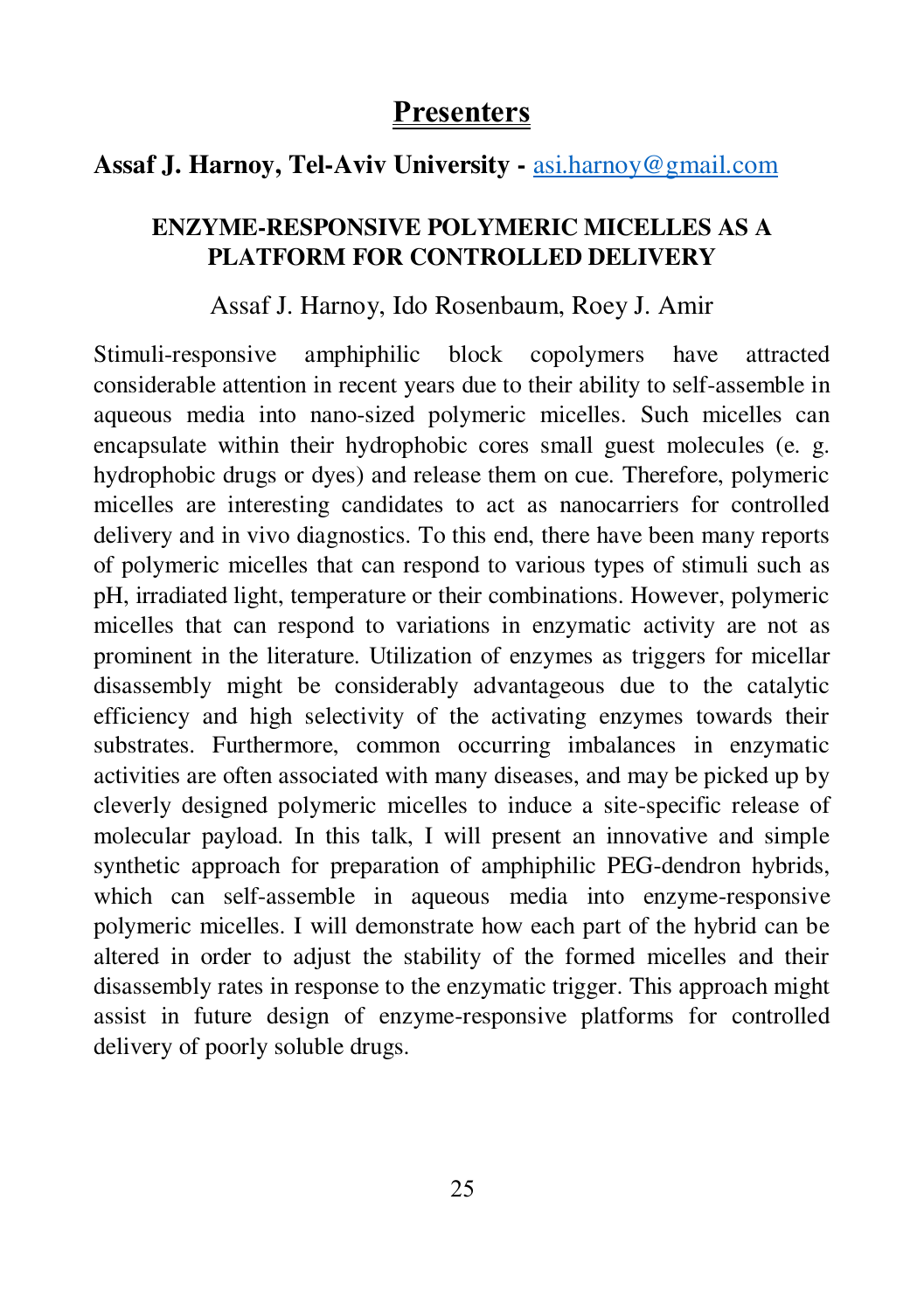## Presenters

**Assaf J. Harnoy, Tel-Aviv University -** asi.harnoy@gmail.com

### ENZYME-RESPONSIVE POLYMERIC MICELLES AS A PLATFORM FOR CONTROLLED DELIVERY

Assaf J. Harnoy, Ido Rosenbaum, Roey J. Amir

Stimuli-responsive amphiphilic block copolymers have attracted considerable attention in recent years due to their ability to self-assemble in aqueous media into nano-sized polymeric micelles. Such micelles can encapsulate within their hydrophobic cores small guest molecules (e. g. hydrophobic drugs or dyes) and release them on cue. Therefore, polymeric micelles are interesting candidates to act as nanocarriers for controlled delivery and in vivo diagnostics. To this end, there have been many reports of polymeric micelles that can respond to various types of stimuli such as pH, irradiated light, temperature or their combinations. However, polymeric micelles that can respond to variations in enzymatic activity are not as prominent in the literature. Utilization of enzymes as triggers for micellar disassembly might be considerably advantageous due to the catalytic efficiency and high selectivity of the activating enzymes towards their substrates. Furthermore, common occurring imbalances in enzymatic activities are often associated with many diseases, and may be picked up by cleverly designed polymeric micelles to induce a site-specific release of molecular payload. In this talk, I will present an innovative and simple synthetic approach for preparation of amphiphilic PEG-dendron hybrids, which can self-assemble in aqueous media into enzyme-responsive polymeric micelles. I will demonstrate how each part of the hybrid can be altered in order to adjust the stability of the formed micelles and their disassembly rates in response to the enzymatic trigger. This approach might assist in future design of enzyme-responsive platforms for controlled delivery of poorly soluble drugs.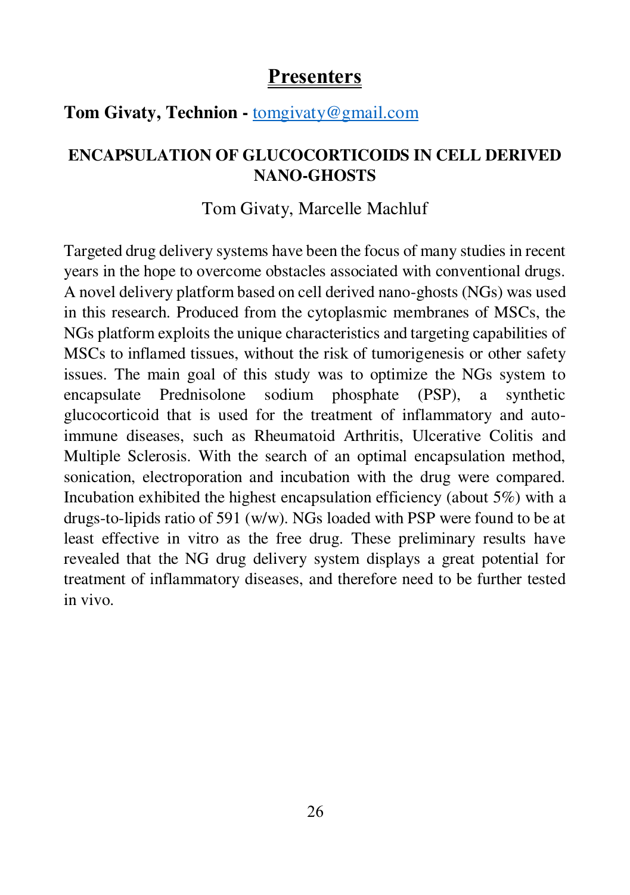## Presenters

**Tom Givaty, Technion -** tomgivaty@gmail.com

### ENCAPSULATION OF GLUCOCORTICOIDS IN CELL DERIVED NANO-GHOSTS

Tom Givaty, Marcelle Machluf

Targeted drug delivery systems have been the focus of many studies in recent years in the hope to overcome obstacles associated with conventional drugs. A novel delivery platform based on cell derived nano-ghosts (NGs) was used in this research. Produced from the cytoplasmic membranes of MSCs, the NGs platform exploits the unique characteristics and targeting capabilities of MSCs to inflamed tissues, without the risk of tumorigenesis or other safety issues. The main goal of this study was to optimize the NGs system to encapsulate Prednisolone sodium phosphate (PSP), a synthetic glucocorticoid that is used for the treatment of inflammatory and auto-immune diseases, such as Rheumatoid Arthritis, Ulcerative Colitis and Multiple Sclerosis. With the search of an optimal encapsulation method, sonication, electroporation and incubation with the drug were compared. Incubation exhibited the highest encapsulation efficiency (about 5%) with a drugs-to-lipids ratio of 591 (w/w). NGs loaded with PSP were found to be at least effective in vitro as the free drug. These preliminary results have revealed that the NG drug delivery system displays a great potential for treatment of inflammatory diseases, and therefore need to be further tested in vivo.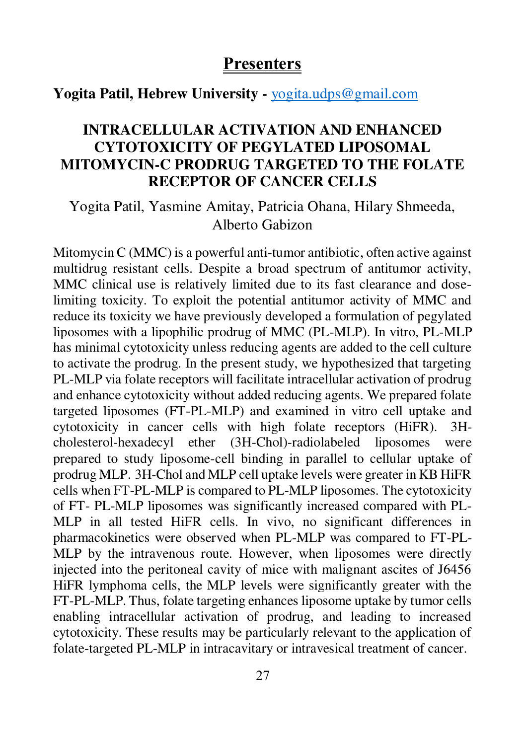## Presenters

**Yogita Patil, Hebrew University -** yogita.udps@gmail.com

### INTRACELLULAR ACTIVATION AND ENHANCED CYTOTOXICITY OF PEGYLATED LIPOSOMAL MITOMYCIN-C PRODRUG TARGETED TO THE FOLATE RECEPTOR OF CANCER CELLS

Yogita Patil, Yasmine Amitay, Patricia Ohana, Hilary Shmeeda, Alberto Gabizon

Mitomycin C (MMC) is a powerful anti-tumor antibiotic, often active against multidrug resistant cells. Despite a broad spectrum of antitumor activity, MMC clinical use is relatively limited due to its fast clearance and dose-limiting toxicity. To exploit the potential antitumor activity of MMC and reduce its toxicity we have previously developed a formulation of pegylated liposomes with a lipophilic prodrug of MMC (PL-MLP). In vitro, PL-MLP has minimal cytotoxicity unless reducing agents are added to the cell culture to activate the prodrug. In the present study, we hypothesized that targeting PL-MLP via folate receptors will facilitate intracellular activation of prodrug and enhance cytotoxicity without added reducing agents. We prepared folate targeted liposomes (FT-PL-MLP) and examined in vitro cell uptake and cytotoxicity in cancer cells with high folate receptors (HiFR). 3H-cholesterol-hexadecyl ether (3H-Chol)-radiolabeled liposomes were prepared to study liposome-cell binding in parallel to cellular uptake of prodrug MLP. 3H-Chol and MLP cell uptake levels were greater in KB HiFR cells when FT-PL-MLP is compared to PL-MLP liposomes. The cytotoxicity of FT- PL-MLP liposomes was significantly increased compared with PL-MLP in all tested HiFR cells. In vivo, no significant differences in pharmacokinetics were observed when PL-MLP was compared to FT-PL-MLP by the intravenous route. However, when liposomes were directly injected into the peritoneal cavity of mice with malignant ascites of J6456 HiFR lymphoma cells, the MLP levels were significantly greater with the FT-PL-MLP. Thus, folate targeting enhances liposome uptake by tumor cells enabling intracellular activation of prodrug, and leading to increased cytotoxicity. These results may be particularly relevant to the application of folate-targeted PL-MLP in intracavitary or intravesical treatment of cancer.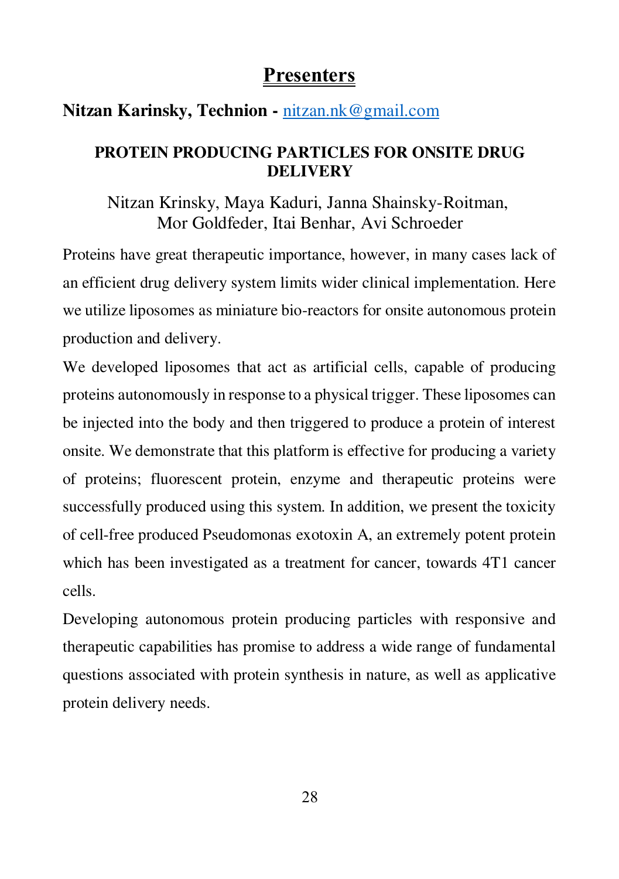## Presenters

**Nitzan Karinsky, Technion -** nitzan.nk@gmail.com

### PROTEIN PRODUCING PARTICLES FOR ONSITE DRUG DELIVERY

Nitzan Krinsky, Maya Kaduri, Janna Shainsky-Roitman, Mor Goldfeder, Itai Benhar, Avi Schroeder

Proteins have great therapeutic importance, however, in many cases lack of an efficient drug delivery system limits wider clinical implementation. Here we utilize liposomes as miniature bio-reactors for onsite autonomous protein production and delivery.

We developed liposomes that act as artificial cells, capable of producing proteins autonomously in response to a physical trigger. These liposomes can be injected into the body and then triggered to produce a protein of interest onsite. We demonstrate that this platform is effective for producing a variety of proteins; fluorescent protein, enzyme and therapeutic proteins were successfully produced using this system. In addition, we present the toxicity of cell-free produced Pseudomonas exotoxin A, an extremely potent protein which has been investigated as a treatment for cancer, towards 4T1 cancer cells.

Developing autonomous protein producing particles with responsive and therapeutic capabilities has promise to address a wide range of fundamental questions associated with protein synthesis in nature, as well as applicative protein delivery needs.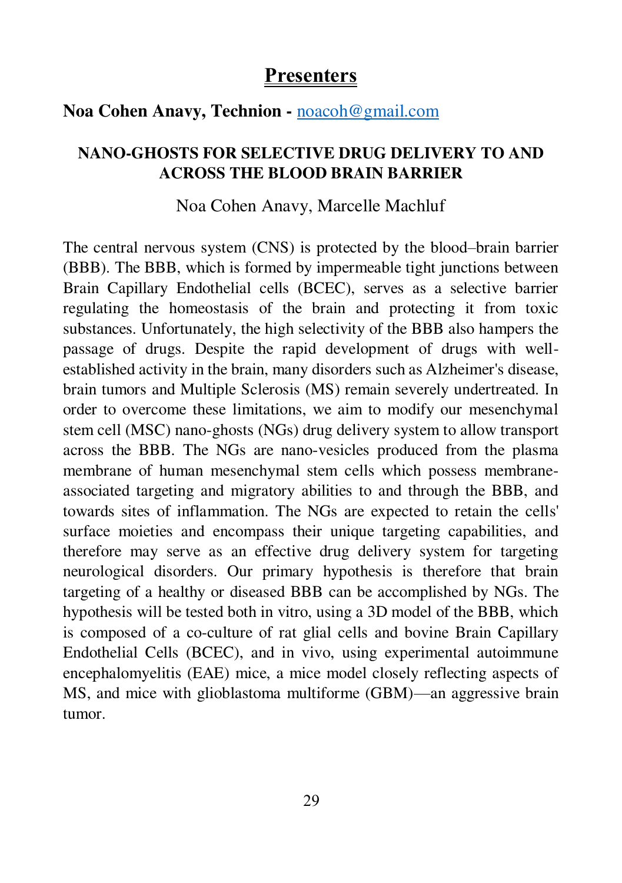# Presenters

**Noa Cohen Anavy, Technion -** noacoh@gmail.com

### NANO-GHOSTS FOR SELECTIVE DRUG DELIVERY TO AND ACROSS THE BLOOD BRAIN BARRIER

Noa Cohen Anavy, Marcelle Machluf

The central nervous system (CNS) is protected by the blood–brain barrier (BBB). The BBB, which is formed by impermeable tight junctions between Brain Capillary Endothelial cells (BCEC), serves as a selective barrier regulating the homeostasis of the brain and protecting it from toxic substances. Unfortunately, the high selectivity of the BBB also hampers the passage of drugs. Despite the rapid development of drugs with well-established activity in the brain, many disorders such as Alzheimer's disease, brain tumors and Multiple Sclerosis (MS) remain severely undertreated. In order to overcome these limitations, we aim to modify our mesenchymal stem cell (MSC) nano-ghosts (NGs) drug delivery system to allow transport across the BBB. The NGs are nano-vesicles produced from the plasma membrane of human mesenchymal stem cells which possess membrane-associated targeting and migratory abilities to and through the BBB, and towards sites of inflammation. The NGs are expected to retain the cells' surface moieties and encompass their unique targeting capabilities, and therefore may serve as an effective drug delivery system for targeting neurological disorders. Our primary hypothesis is therefore that brain targeting of a healthy or diseased BBB can be accomplished by NGs. The hypothesis will be tested both in vitro, using a 3D model of the BBB, which is composed of a co-culture of rat glial cells and bovine Brain Capillary Endothelial Cells (BCEC), and in vivo, using experimental autoimmune encephalomyelitis (EAE) mice, a mice model closely reflecting aspects of MS, and mice with glioblastoma multiforme (GBM)—an aggressive brain tumor.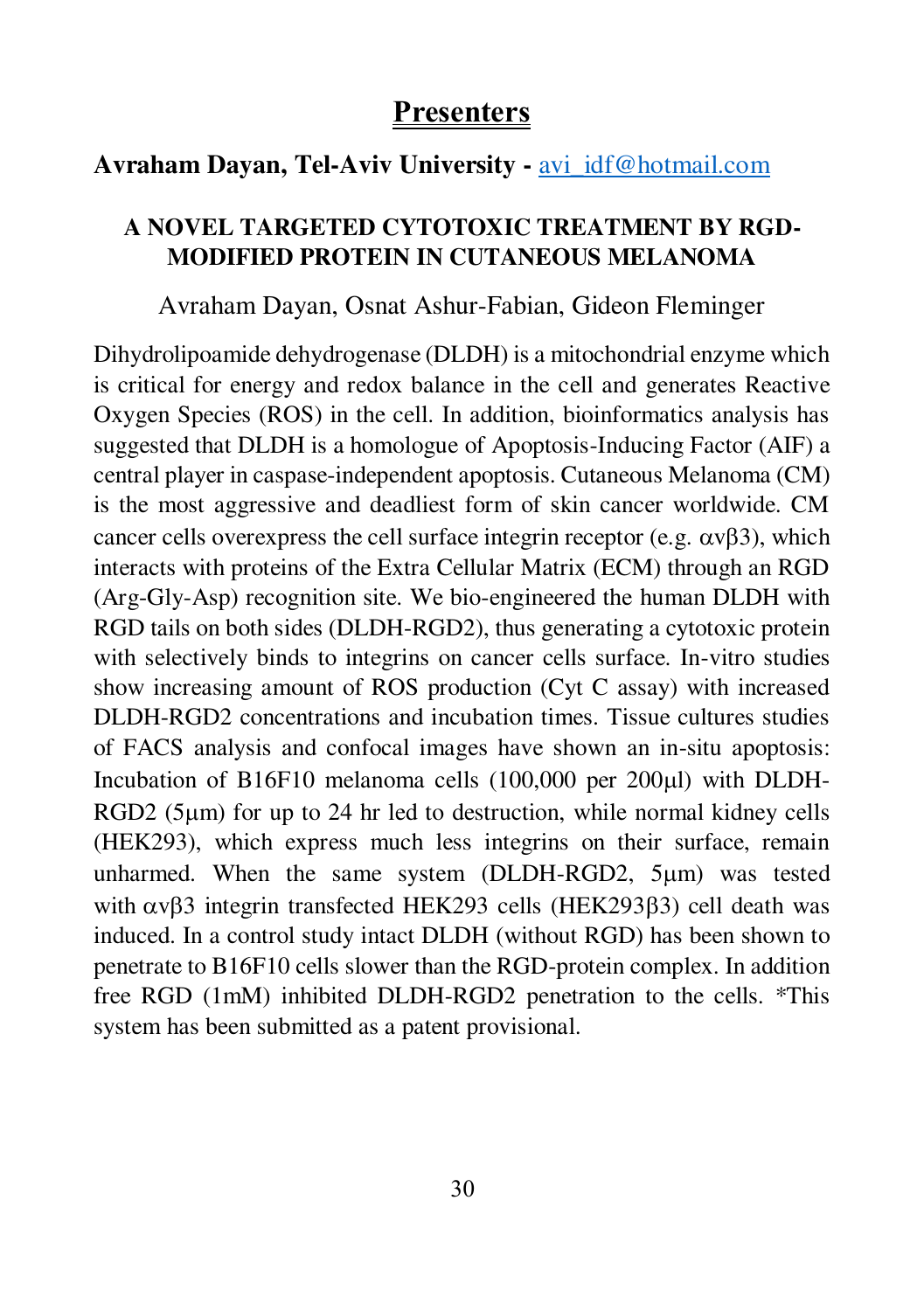# Presenters

**Avraham Dayan, Tel-Aviv University -** avi_idf@hotmail.com

### A NOVEL TARGETED CYTOTOXIC TREATMENT BY RGD-MODIFIED PROTEIN IN CUTANEOUS MELANOMA

Avraham Dayan, Osnat Ashur-Fabian, Gideon Fleminger

Dihydrolipoamide dehydrogenase (DLDH) is a mitochondrial enzyme which is critical for energy and redox balance in the cell and generates Reactive Oxygen Species (ROS) in the cell. In addition, bioinformatics analysis has suggested that DLDH is a homologue of Apoptosis-Inducing Factor (AIF) a central player in caspase-independent apoptosis. Cutaneous Melanoma (CM) is the most aggressive and deadliest form of skin cancer worldwide. CM cancer cells overexpress the cell surface integrin receptor (e.g. $\alpha v\beta 3$), which interacts with proteins of the Extra Cellular Matrix (ECM) through an RGD (Arg-Gly-Asp) recognition site. We bio-engineered the human DLDH with RGD tails on both sides (DLDH-RGD2), thus generating a cytotoxic protein with selectively binds to integrins on cancer cells surface. In-vitro studies show increasing amount of ROS production (Cyt C assay) with increased DLDH-RGD2 concentrations and incubation times. Tissue cultures studies of FACS analysis and confocal images have shown an in-situ apoptosis: Incubation of B16F10 melanoma cells (100,000 per 200μl) with DLDH-RGD2 (5μm) for up to 24 hr led to destruction, while normal kidney cells (HEK293), which express much less integrins on their surface, remain unharmed. When the same system (DLDH-RGD2, 5μm) was tested with $\alpha v\beta 3$ integrin transfected HEK293 cells (HEK293$\beta 3$) cell death was induced. In a control study intact DLDH (without RGD) has been shown to penetrate to B16F10 cells slower than the RGD-protein complex. In addition free RGD (1mM) inhibited DLDH-RGD2 penetration to the cells. *This system has been submitted as a patent provisional.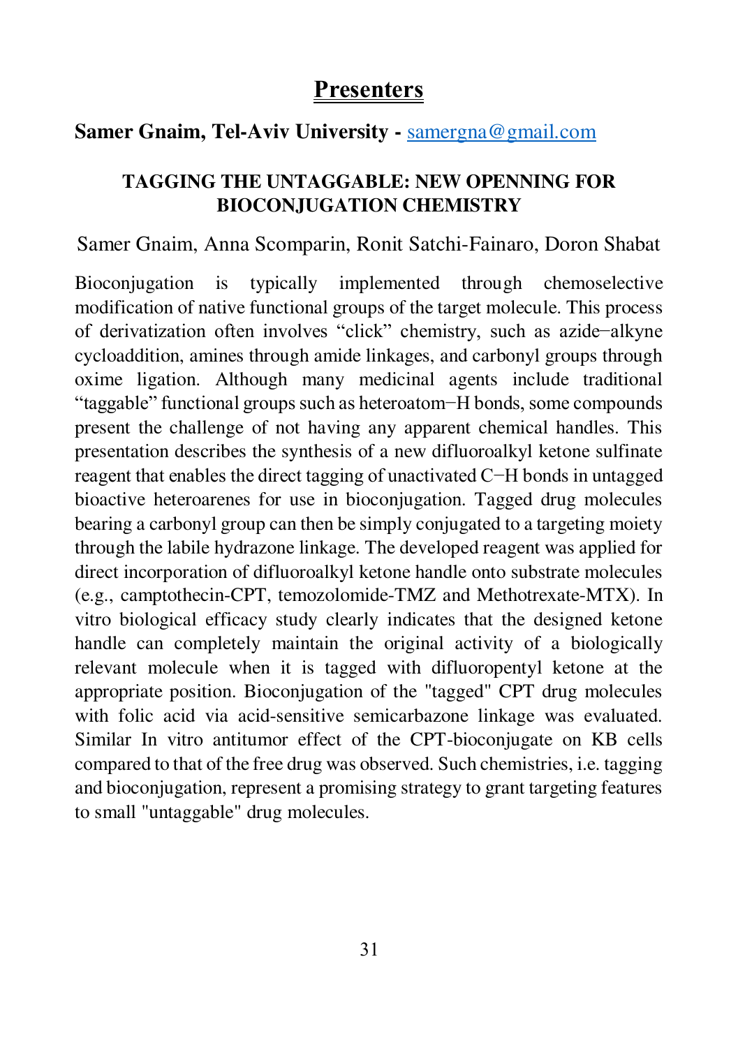# Presenters

**Samer Gnaim, Tel-Aviv University -** samergna@gmail.com

### TAGGING THE UNTAGGABLE: NEW OPENNING FOR BIOCONJUGATION CHEMISTRY

Samer Gnaim, Anna Scomparin, Ronit Satchi-Fainaro, Doron Shabat

Bioconjugation is typically implemented through chemoselective modification of native functional groups of the target molecule. This process of derivatization often involves "click" chemistry, such as azide−alkyne cycloaddition, amines through amide linkages, and carbonyl groups through oxime ligation. Although many medicinal agents include traditional "taggable" functional groups such as heteroatom−H bonds, some compounds present the challenge of not having any apparent chemical handles. This presentation describes the synthesis of a new difluoroalkyl ketone sulfinate reagent that enables the direct tagging of unactivated C−H bonds in untagged bioactive heteroarenes for use in bioconjugation. Tagged drug molecules bearing a carbonyl group can then be simply conjugated to a targeting moiety through the labile hydrazone linkage. The developed reagent was applied for direct incorporation of difluoroalkyl ketone handle onto substrate molecules (e.g., camptothecin-CPT, temozolomide-TMZ and Methotrexate-MTX). In vitro biological efficacy study clearly indicates that the designed ketone handle can completely maintain the original activity of a biologically relevant molecule when it is tagged with difluoropentyl ketone at the appropriate position. Bioconjugation of the "tagged" CPT drug molecules with folic acid via acid-sensitive semicarbazone linkage was evaluated. Similar In vitro antitumor effect of the CPT-bioconjugate on KB cells compared to that of the free drug was observed. Such chemistries, i.e. tagging and bioconjugation, represent a promising strategy to grant targeting features to small "untaggable" drug molecules.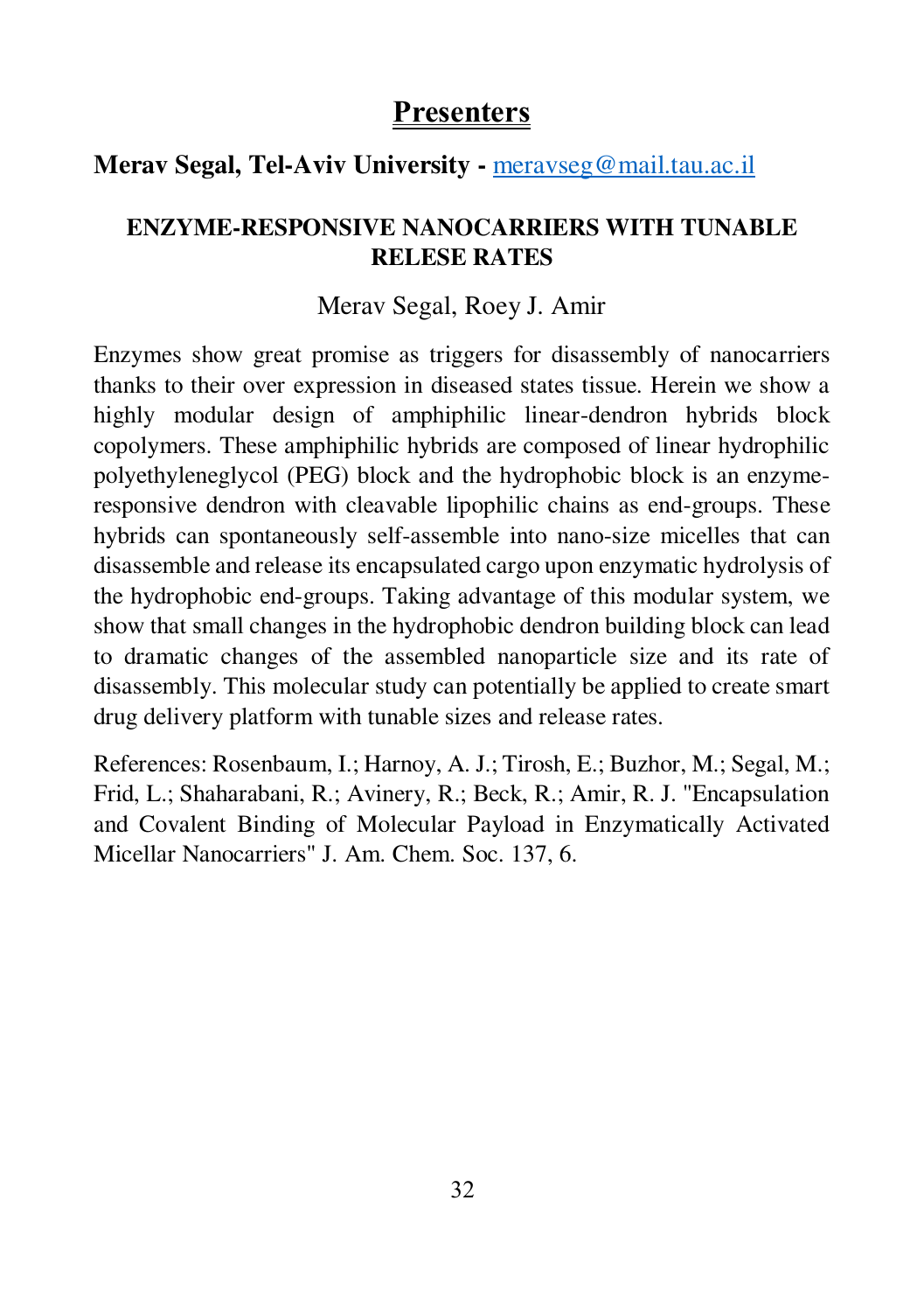# Presenters

**Merav Segal, Tel-Aviv University -** meravseg@mail.tau.ac.il

### ENZYME-RESPONSIVE NANOCARRIERS WITH TUNABLE RELESE RATES

Merav Segal, Roey J. Amir

Enzymes show great promise as triggers for disassembly of nanocarriers thanks to their over expression in diseased states tissue. Herein we show a highly modular design of amphiphilic linear-dendron hybrids block copolymers. These amphiphilic hybrids are composed of linear hydrophilic polyethyleneglycol (PEG) block and the hydrophobic block is an enzyme-responsive dendron with cleavable lipophilic chains as end-groups. These hybrids can spontaneously self-assemble into nano-size micelles that can disassemble and release its encapsulated cargo upon enzymatic hydrolysis of the hydrophobic end-groups. Taking advantage of this modular system, we show that small changes in the hydrophobic dendron building block can lead to dramatic changes of the assembled nanoparticle size and its rate of disassembly. This molecular study can potentially be applied to create smart drug delivery platform with tunable sizes and release rates.

References: Rosenbaum, I.; Harnoy, A. J.; Tirosh, E.; Buzhor, M.; Segal, M.; Frid, L.; Shaharabani, R.; Avinery, R.; Beck, R.; Amir, R. J. "Encapsulation and Covalent Binding of Molecular Payload in Enzymatically Activated Micellar Nanocarriers" J. Am. Chem. Soc. 137, 6.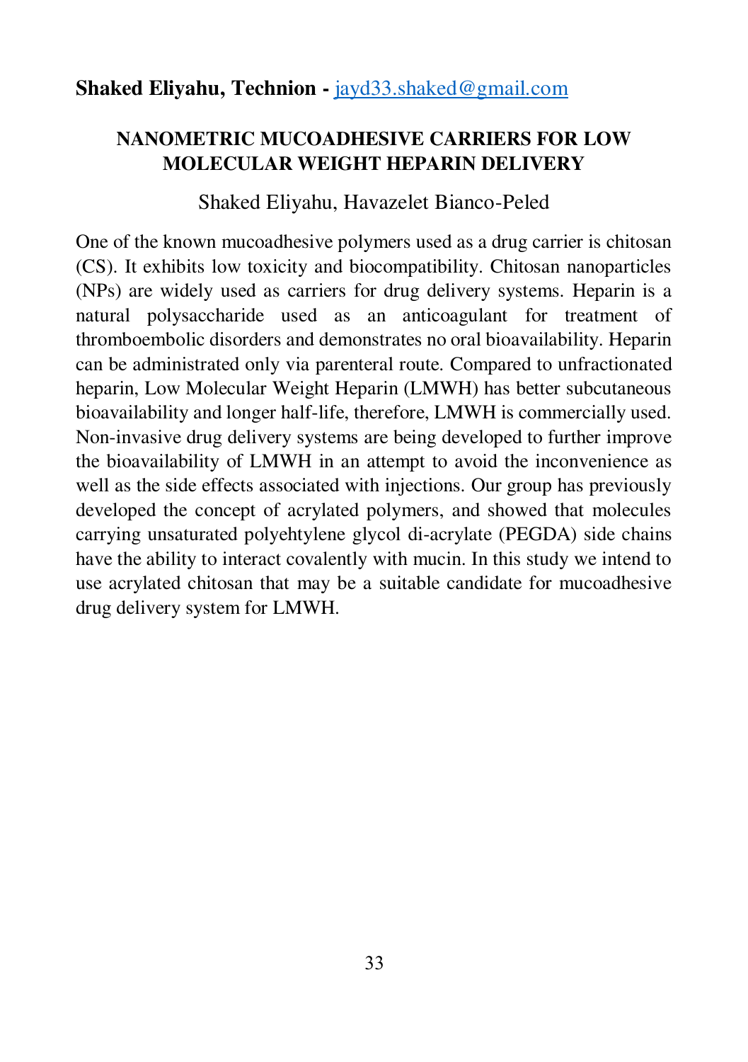**Shaked Eliyahu, Technion -** jayd33.shaked@gmail.com

## NANOMETRIC MUCOADHESIVE CARRIERS FOR LOW MOLECULAR WEIGHT HEPARIN DELIVERY

Shaked Eliyahu, Havazelet Bianco-Peled

One of the known mucoadhesive polymers used as a drug carrier is chitosan (CS). It exhibits low toxicity and biocompatibility. Chitosan nanoparticles (NPs) are widely used as carriers for drug delivery systems. Heparin is a natural polysaccharide used as an anticoagulant for treatment of thromboembolic disorders and demonstrates no oral bioavailability. Heparin can be administrated only via parenteral route. Compared to unfractionated heparin, Low Molecular Weight Heparin (LMWH) has better subcutaneous bioavailability and longer half-life, therefore, LMWH is commercially used. Non-invasive drug delivery systems are being developed to further improve the bioavailability of LMWH in an attempt to avoid the inconvenience as well as the side effects associated with injections. Our group has previously developed the concept of acrylated polymers, and showed that molecules carrying unsaturated polyehtylene glycol di-acrylate (PEGDA) side chains have the ability to interact covalently with mucin. In this study we intend to use acrylated chitosan that may be a suitable candidate for mucoadhesive drug delivery system for LMWH.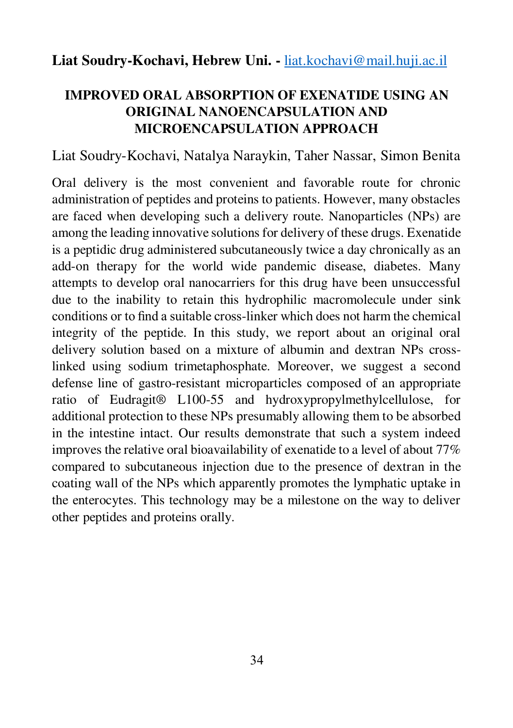**Liat Soudry-Kochavi, Hebrew Uni. -** liat.kochavi@mail.huji.ac.il

## IMPROVED ORAL ABSORPTION OF EXENATIDE USING AN ORIGINAL NANOENCAPSULATION AND MICROENCAPSULATION APPROACH

Liat Soudry-Kochavi, Natalya Naraykin, Taher Nassar, Simon Benita

Oral delivery is the most convenient and favorable route for chronic administration of peptides and proteins to patients. However, many obstacles are faced when developing such a delivery route. Nanoparticles (NPs) are among the leading innovative solutions for delivery of these drugs. Exenatide is a peptidic drug administered subcutaneously twice a day chronically as an add-on therapy for the world wide pandemic disease, diabetes. Many attempts to develop oral nanocarriers for this drug have been unsuccessful due to the inability to retain this hydrophilic macromolecule under sink conditions or to find a suitable cross-linker which does not harm the chemical integrity of the peptide. In this study, we report about an original oral delivery solution based on a mixture of albumin and dextran NPs cross-linked using sodium trimetaphosphate. Moreover, we suggest a second defense line of gastro-resistant microparticles composed of an appropriate ratio of Eudragit® L100-55 and hydroxypropylmethylcellulose, for additional protection to these NPs presumably allowing them to be absorbed in the intestine intact. Our results demonstrate that such a system indeed improves the relative oral bioavailability of exenatide to a level of about 77% compared to subcutaneous injection due to the presence of dextran in the coating wall of the NPs which apparently promotes the lymphatic uptake in the enterocytes. This technology may be a milestone on the way to deliver other peptides and proteins orally.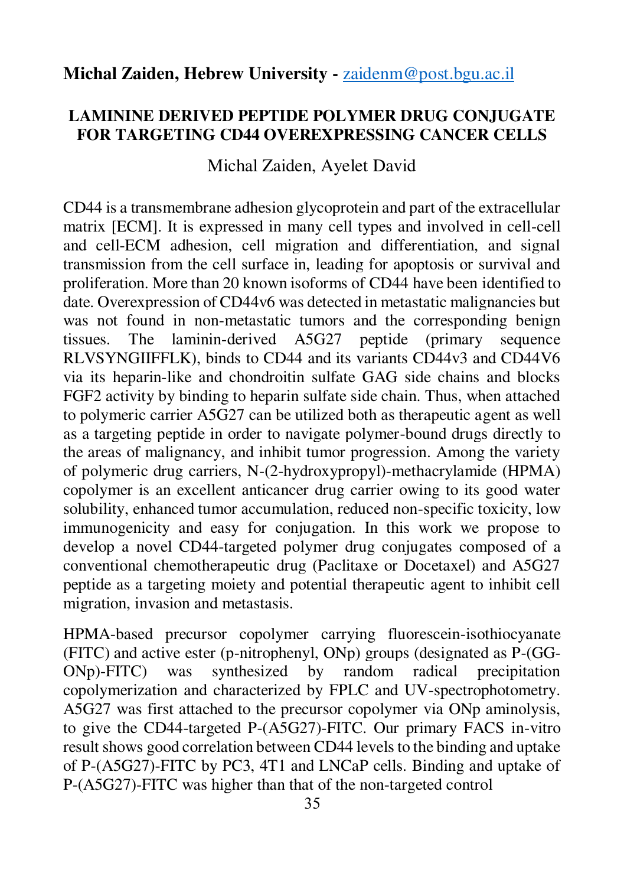**Michal Zaiden, Hebrew University -** zaidenm@post.bgu.ac.il

## LAMININE DERIVED PEPTIDE POLYMER DRUG CONJUGATE FOR TARGETING CD44 OVEREXPRESSING CANCER CELLS

Michal Zaiden, Ayelet David

CD44 is a transmembrane adhesion glycoprotein and part of the extracellular matrix [ECM]. It is expressed in many cell types and involved in cell-cell and cell-ECM adhesion, cell migration and differentiation, and signal transmission from the cell surface in, leading for apoptosis or survival and proliferation. More than 20 known isoforms of CD44 have been identified to date. Overexpression of CD44v6 was detected in metastatic malignancies but was not found in non-metastatic tumors and the corresponding benign tissues. The laminin-derived A5G27 peptide (primary sequence RLVSYNGIIFFLK), binds to CD44 and its variants CD44v3 and CD44V6 via its heparin-like and chondroitin sulfate GAG side chains and blocks FGF2 activity by binding to heparin sulfate side chain. Thus, when attached to polymeric carrier A5G27 can be utilized both as therapeutic agent as well as a targeting peptide in order to navigate polymer-bound drugs directly to the areas of malignancy, and inhibit tumor progression. Among the variety of polymeric drug carriers, N-(2-hydroxypropyl)-methacrylamide (HPMA) copolymer is an excellent anticancer drug carrier owing to its good water solubility, enhanced tumor accumulation, reduced non-specific toxicity, low immunogenicity and easy for conjugation. In this work we propose to develop a novel CD44-targeted polymer drug conjugates composed of a conventional chemotherapeutic drug (Paclitaxe or Docetaxel) and A5G27 peptide as a targeting moiety and potential therapeutic agent to inhibit cell migration, invasion and metastasis.

HPMA-based precursor copolymer carrying fluorescein-isothiocyanate (FITC) and active ester (p-nitrophenyl, ONp) groups (designated as P-(GG-ONp)-FITC) was synthesized by random radical precipitation copolymerization and characterized by FPLC and UV-spectrophotometry. A5G27 was first attached to the precursor copolymer via ONp aminolysis, to give the CD44-targeted P-(A5G27)-FITC. Our primary FACS in-vitro result shows good correlation between CD44 levels to the binding and uptake of P-(A5G27)-FITC by PC3, 4T1 and LNCaP cells. Binding and uptake of P-(A5G27)-FITC was higher than that of the non-targeted control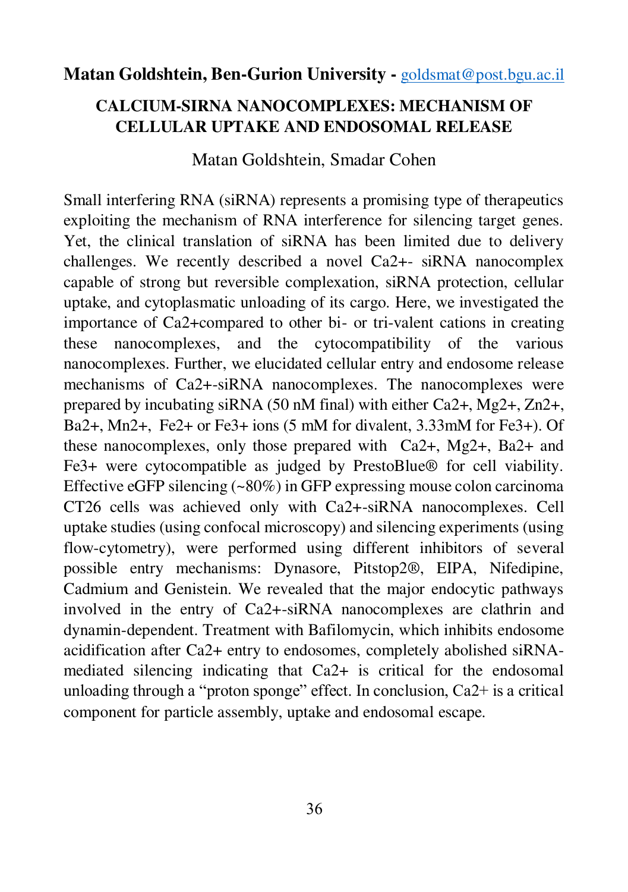**Matan Goldshtein, Ben-Gurion University -** goldsmat@post.bgu.ac.il

## CALCIUM-SIRNA NANOCOMPLEXES: MECHANISM OF CELLULAR UPTAKE AND ENDOSOMAL RELEASE

Matan Goldshtein, Smadar Cohen

Small interfering RNA (siRNA) represents a promising type of therapeutics exploiting the mechanism of RNA interference for silencing target genes. Yet, the clinical translation of siRNA has been limited due to delivery challenges. We recently described a novel $Ca^{2+}$- siRNA nanocomplex capable of strong but reversible complexation, siRNA protection, cellular uptake, and cytoplasmatic unloading of its cargo. Here, we investigated the importance of $Ca^{2+}$compared to other bi- or tri-valent cations in creating these nanocomplexes, and the cytocompatibility of the various nanocomplexes. Further, we elucidated cellular entry and endosome release mechanisms of $Ca^{2+}$-siRNA nanocomplexes. The nanocomplexes were prepared by incubating siRNA (50 nM final) with either $Ca^{2+}$, $Mg^{2+}$, $Zn^{2+}$, $Ba^{2+}$, $Mn^{2+}$, $Fe^{2+}$ or $Fe^{3+}$ ions (5 mM for divalent, 3.33mM for $Fe^{3+}$). Of these nanocomplexes, only those prepared with $Ca^{2+}$, $Mg^{2+}$, $Ba^{2+}$ and $Fe^{3+}$ were cytocompatible as judged by PrestoBlue® for cell viability. Effective eGFP silencing (~80%) in GFP expressing mouse colon carcinoma CT26 cells was achieved only with $Ca^{2+}$-siRNA nanocomplexes. Cell uptake studies (using confocal microscopy) and silencing experiments (using flow-cytometry), were performed using different inhibitors of several possible entry mechanisms: Dynasore, Pitstop2®, EIPA, Nifedipine, Cadmium and Genistein. We revealed that the major endocytic pathways involved in the entry of $Ca^{2+}$-siRNA nanocomplexes are clathrin and dynamin-dependent. Treatment with Bafilomycin, which inhibits endosome acidification after $Ca^{2+}$ entry to endosomes, completely abolished siRNA-mediated silencing indicating that $Ca^{2+}$ is critical for the endosomal unloading through a "proton sponge" effect. In conclusion, $Ca^{2+}$ is a critical component for particle assembly, uptake and endosomal escape.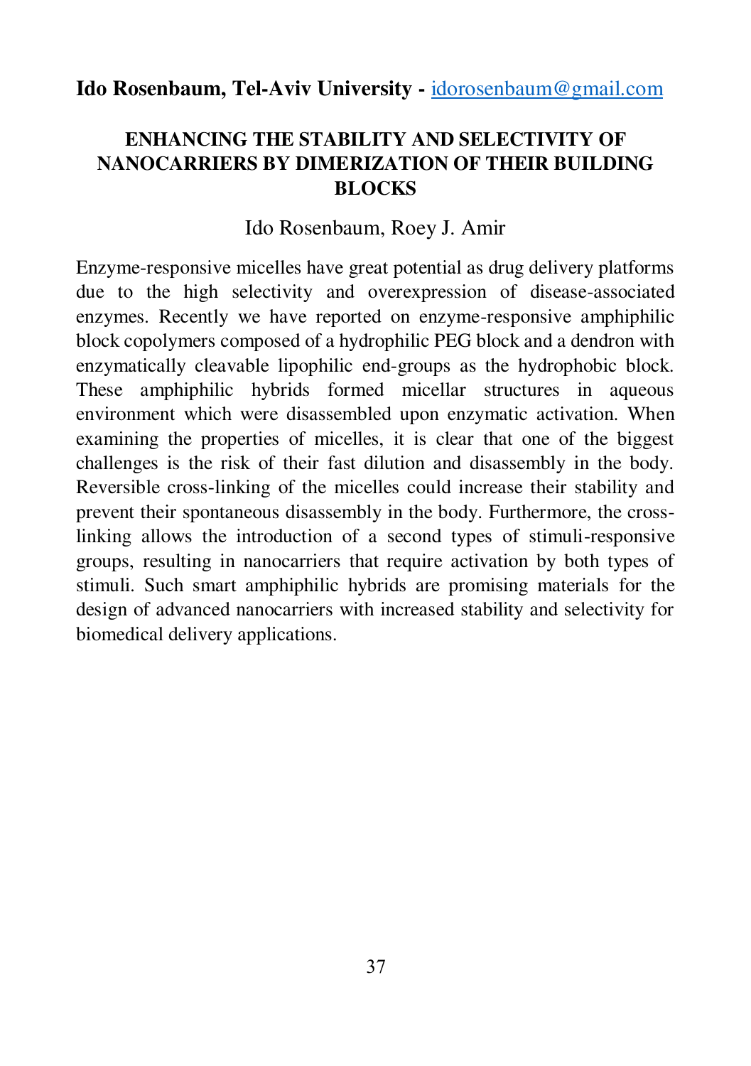**Ido Rosenbaum, Tel-Aviv University -** idorosenbaum@gmail.com

## ENHANCING THE STABILITY AND SELECTIVITY OF NANOCARRIERS BY DIMERIZATION OF THEIR BUILDING BLOCKS

Ido Rosenbaum, Roey J. Amir

Enzyme-responsive micelles have great potential as drug delivery platforms due to the high selectivity and overexpression of disease-associated enzymes. Recently we have reported on enzyme-responsive amphiphilic block copolymers composed of a hydrophilic PEG block and a dendron with enzymatically cleavable lipophilic end-groups as the hydrophobic block. These amphiphilic hybrids formed micellar structures in aqueous environment which were disassembled upon enzymatic activation. When examining the properties of micelles, it is clear that one of the biggest challenges is the risk of their fast dilution and disassembly in the body. Reversible cross-linking of the micelles could increase their stability and prevent their spontaneous disassembly in the body. Furthermore, the cross-linking allows the introduction of a second types of stimuli-responsive groups, resulting in nanocarriers that require activation by both types of stimuli. Such smart amphiphilic hybrids are promising materials for the design of advanced nanocarriers with increased stability and selectivity for biomedical delivery applications.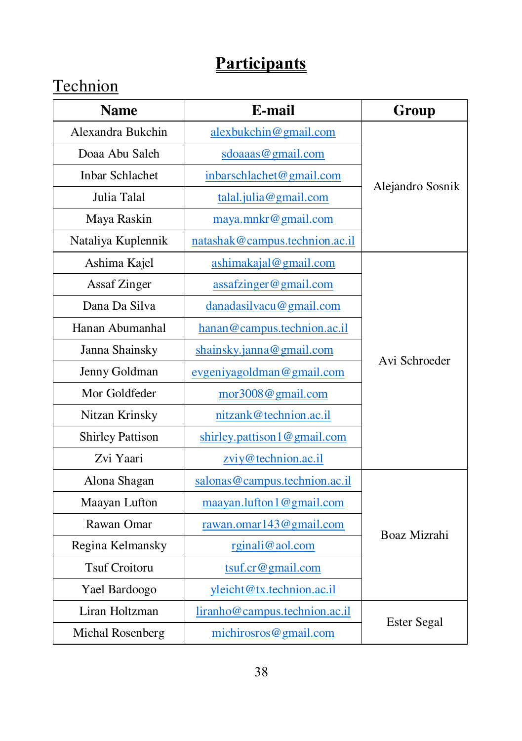# Participants

## Technion

| Name | E-mail | Group |
|---|---|---|
| Alexandra Bukchin | alexbukchin@gmail.com | Alejandro Sosnik |
| Doaa Abu Saleh | sdoaaas@gmail.com | |
| Inbar Schlachet | inbarschlachet@gmail.com | |
| Julia Talal | talal.julia@gmail.com | |
| Maya Raskin | maya.mnkr@gmail.com | |
| Nataliya Kuplennik | natashak@campus.technion.ac.il | |
| Ashima Kajel | ashimakajal@gmail.com | Avi Schroeder |
| Assaf Zinger | assafzinger@gmail.com | |
| Dana Da Silva | danadasilvacu@gmail.com | |
| Hanan Abumanhal | hanan@campus.technion.ac.il | |
| Janna Shainsky | shainsky.janna@gmail.com | |
| Jenny Goldman | evgeniyagoldman@gmail.com | |
| Mor Goldfeder | mor3008@gmail.com | |
| Nitzan Krinsky | nitzank@technion.ac.il | |
| Shirley Pattison | shirley.pattison1@gmail.com | |
| Zvi Yaari | zviy@technion.ac.il | |
| Alona Shagan | salonas@campus.technion.ac.il | Boaz Mizrahi |
| Maayan Lufton | maayan.lufton1@gmail.com | |
| Rawan Omar | rawan.omar143@gmail.com | |
| Regina Kelmansky | rginali@aol.com | |
| Tsuf Croitoru | tsuf.cr@gmail.com | |
| Yael Bardoogo | yleicht@tx.technion.ac.il | |
| Liran Holtzman | liranho@campus.technion.ac.il | Ester Segal |
| Michal Rosenberg | michirosros@gmail.com | |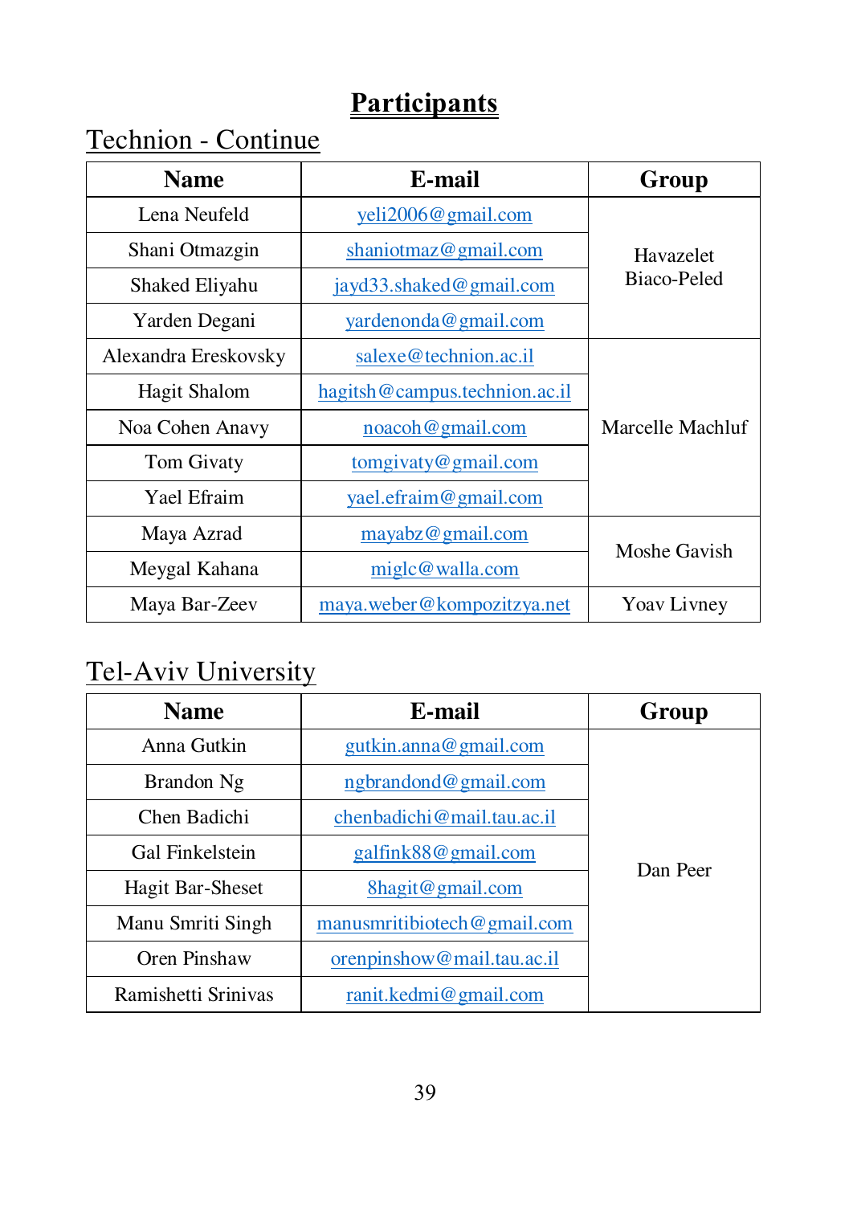# Participants

## Technion - Continue

| Name | E-mail | Group |
|---|---|---|
| Lena Neufeld | yeli2006@gmail.com | Havazelet Biaco-Peled |
| Shani Otmazgin | shaniotmaz@gmail.com | |
| Shaked Eliyahu | jayd33.shaked@gmail.com | |
| Yarden Degani | yardenonda@gmail.com | |
| Alexandra Ereskovsky | salexe@technion.ac.il | Marcelle Machluf |
| Hagit Shalom | hagitsh@campus.technion.ac.il | |
| Noa Cohen Anavy | noacoh@gmail.com | |
| Tom Givaty | tomgivaty@gmail.com | |
| Yael Efraim | yael.efraim@gmail.com | |
| Maya Azrad | mayabz@gmail.com | Moshe Gavish |
| Meygal Kahana | miglc@walla.com | |
| Maya Bar-Zeev | maya.weber@kompozitzya.net | Yoav Livney |

## Tel-Aviv University

| Name | E-mail | Group |
|---|---|---|
| Anna Gutkin | gutkin.anna@gmail.com | Dan Peer |
| Brandon Ng | ngbrandond@gmail.com | |
| Chen Badichi | chenbadichi@mail.tau.ac.il | |
| Gal Finkelstein | galfink88@gmail.com | |
| Hagit Bar-Sheset | 8hagit@gmail.com | |
| Manu Smriti Singh | manusmritibiotech@gmail.com | |
| Oren Pinshaw | orenpinshow@mail.tau.ac.il | |
| Ramishetti Srinivas | ranit.kedmi@gmail.com | |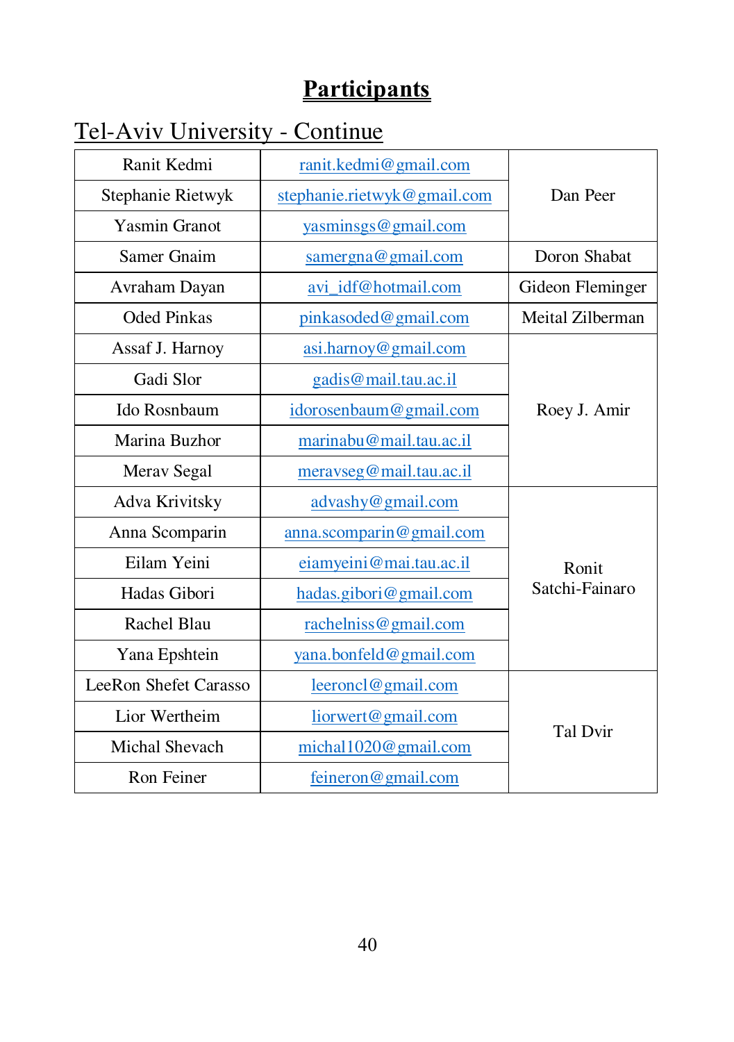# Participants

## Tel-Aviv University - Continue

| | | |
|---|---|---|
| Ranit Kedmi | ranit.kedmi@gmail.com | Dan Peer |
| Stephanie Rietwyk | stephanie.rietwyk@gmail.com | |
| Yasmin Granot | yasminsgs@gmail.com | |
| Samer Gnaim | samergna@gmail.com | Doron Shabat |
| Avraham Dayan | avi_idf@hotmail.com | Gideon Fleminger |
| Oded Pinkas | pinkasoded@gmail.com | Meital Zilberman |
| Assaf J. Harnoy | asi.harnoy@gmail.com | Roey J. Amir |
| Gadi Slor | gadis@mail.tau.ac.il | |
| Ido Rosnbaum | idorosenbaum@gmail.com | |
| Marina Buzhor | marinabu@mail.tau.ac.il | |
| Merav Segal | meravseg@mail.tau.ac.il | |
| Adva Krivitsky | advashy@gmail.com | Ronit Satchi-Fainaro |
| Anna Scomparin | anna.scomparin@gmail.com | |
| Eilam Yeini | eiamyeini@mai.tau.ac.il | |
| Hadas Gibori | hadas.gibori@gmail.com | |
| Rachel Blau | rachelniss@gmail.com | |
| Yana Epshtein | yana.bonfeld@gmail.com | |
| LeeRon Shefet Carasso | leeroncl@gmail.com | Tal Dvir |
| Lior Wertheim | liorwert@gmail.com | |
| Michal Shevach | michal1020@gmail.com | |
| Ron Feiner | feineron@gmail.com | |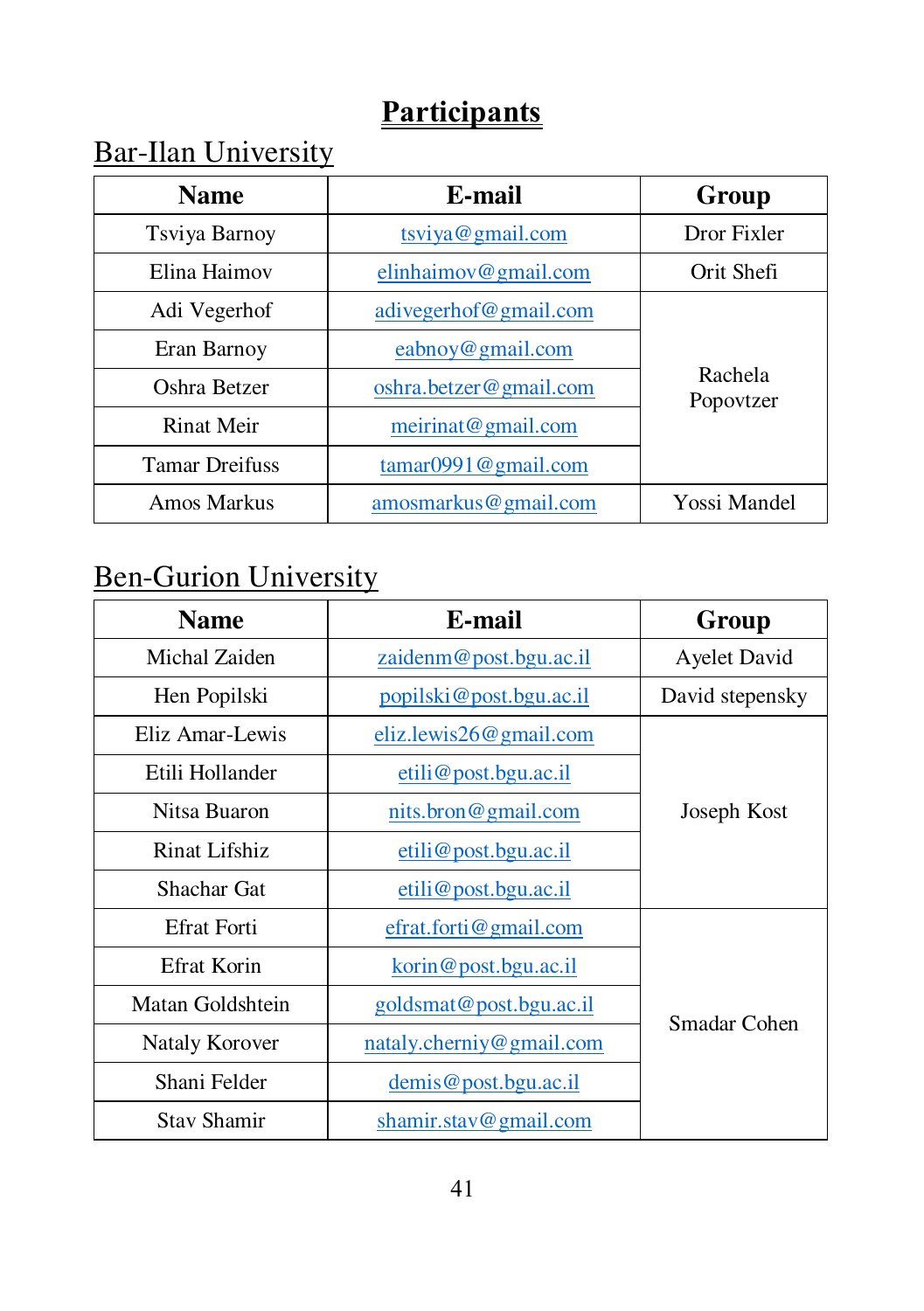# Participants

## Bar-Ilan University

| Name | E-mail | Group |
|---|---|---|
| Tsviya Barnoy | tsviya@gmail.com | Dror Fixler |
| Elina Haimov | elinhaimov@gmail.com | Orit Shefi |
| Adi Vegerhof | adivegerhof@gmail.com | Rachela Popovtzer |
| Eran Barnoy | eabnoy@gmail.com | |
| Oshra Betzer | oshra.betzer@gmail.com | |
| Rinat Meir | meirinat@gmail.com | |
| Tamar Dreifuss | tamar0991@gmail.com | |
| Amos Markus | amosmarkus@gmail.com | Yossi Mandel |

## Ben-Gurion University

| Name | E-mail | Group |
|---|---|---|
| Michal Zaiden | zaidenm@post.bgu.ac.il | Ayelet David |
| Hen Popilski | popilski@post.bgu.ac.il | David stepensky |
| Eliz Amar-Lewis | eliz.lewis26@gmail.com | Joseph Kost |
| Etili Hollander | etili@post.bgu.ac.il | |
| Nitsa Buaron | nits.bron@gmail.com | |
| Rinat Lifshiz | etili@post.bgu.ac.il | |
| Shachar Gat | etili@post.bgu.ac.il | |
| Efrat Forti | efrat.forti@gmail.com | Smadar Cohen |
| Efrat Korin | korin@post.bgu.ac.il | |
| Matan Goldshtein | goldsmat@post.bgu.ac.il | |
| Nataly Korover | nataly.cherniy@gmail.com | |
| Shani Felder | demis@post.bgu.ac.il | |
| Stav Shamir | shamir.stav@gmail.com | |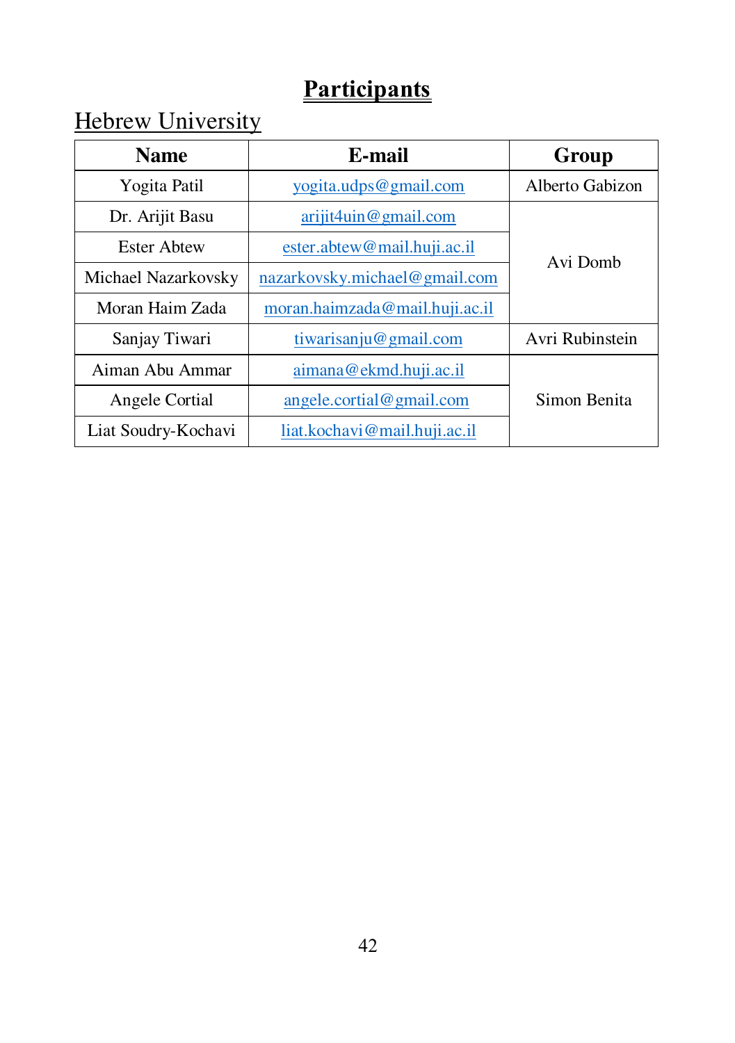# Participants

## Hebrew University

| Name | E-mail | Group |
|---|---|---|
| Yogita Patil | yogita.udps@gmail.com | Alberto Gabizon |
| Dr. Arijit Basu | arijit4uin@gmail.com | Avi Domb |
| Ester Abtew | ester.abtew@mail.huji.ac.il | |
| Michael Nazarkovsky | nazarkovsky.michael@gmail.com | |
| Moran Haim Zada | moran.haimzada@mail.huji.ac.il | |
| Sanjay Tiwari | tiwarisanju@gmail.com | Avri Rubinstein |
| Aiman Abu Ammar | aimana@ekmd.huji.ac.il | Simon Benita |
| Angele Cortial | angele.cortial@gmail.com | |
| Liat Soudry-Kochavi | liat.kochavi@mail.huji.ac.il | |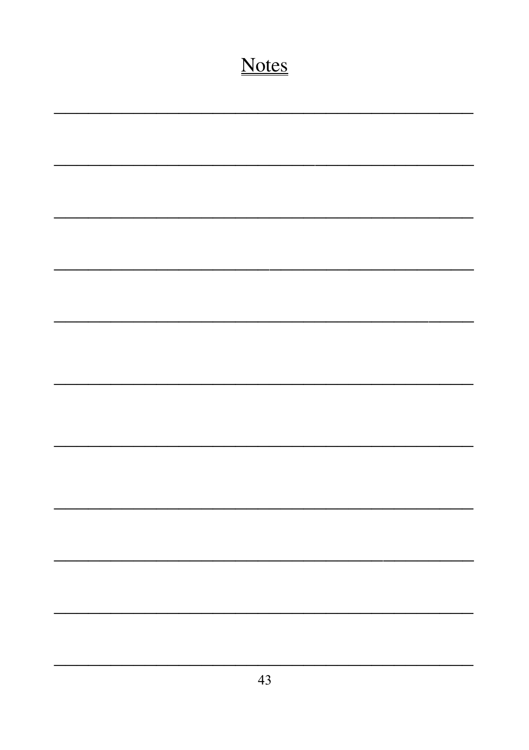# Notes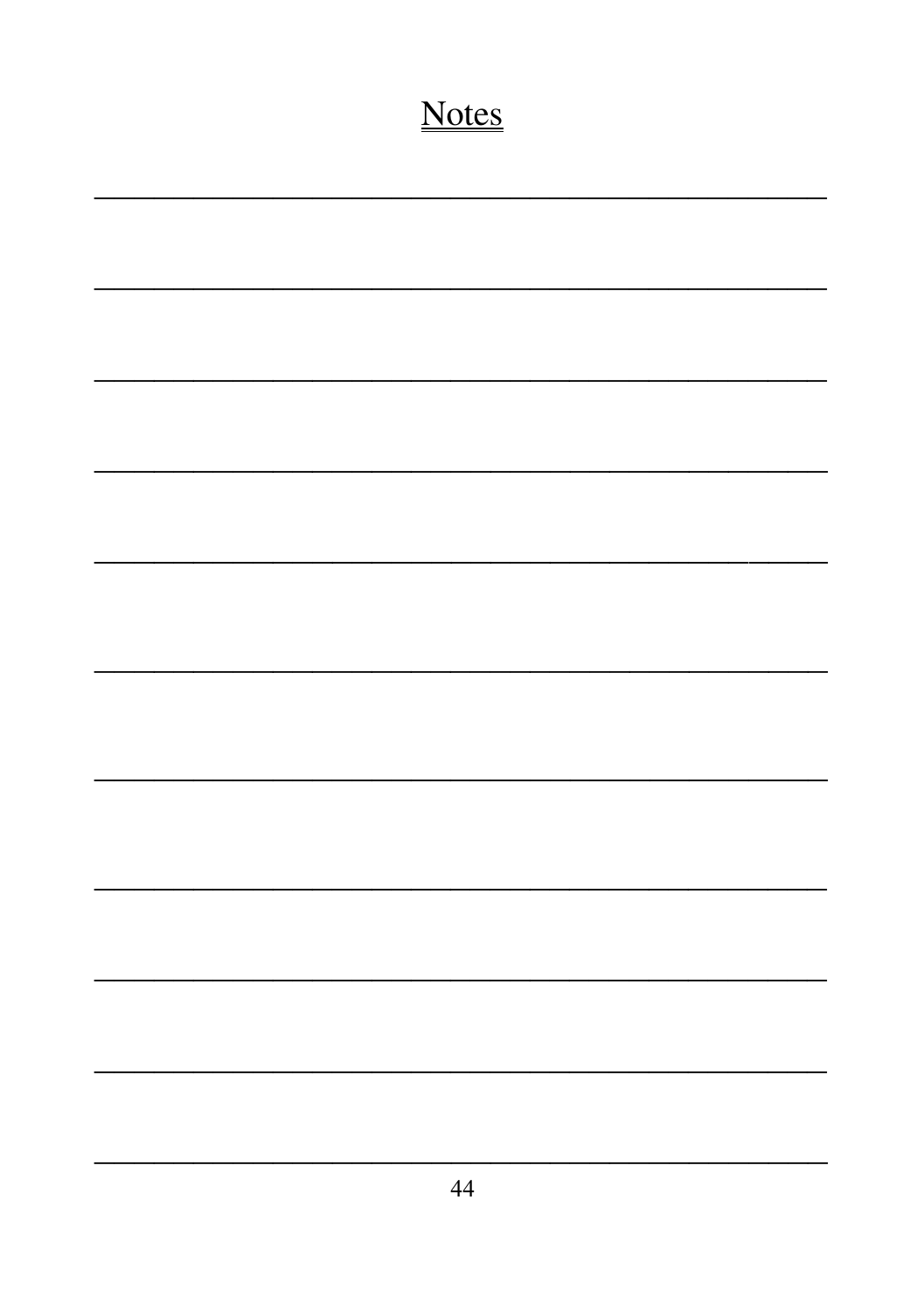# Notes